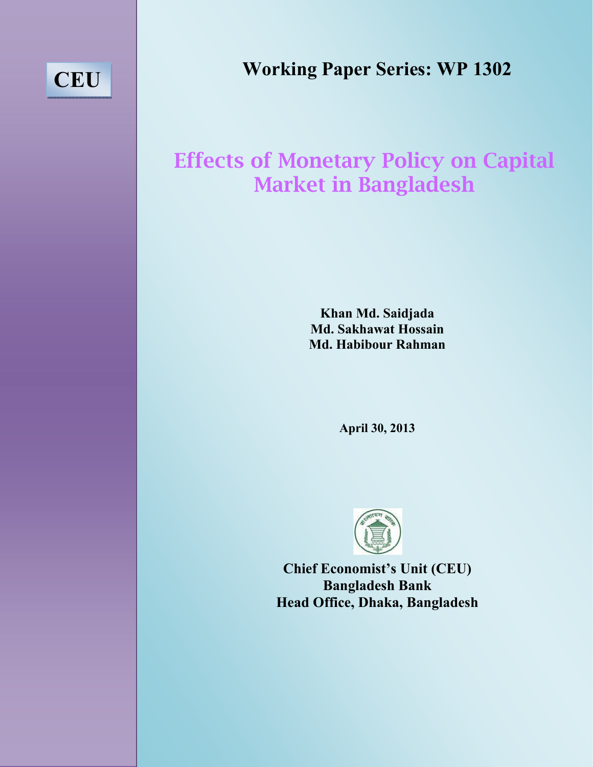CEU

**Working Paper Series: WP 1302**

# Effects of Monetary Policy on Capital Market in Bangladesh

**Khan Md. Saidjada**
**Md. Sakhawat Hossain**
**Md. Habibour Rahman**

**April 30, 2013**

**Chief Economist's Unit (CEU)**
**Bangladesh Bank**
**Head Office, Dhaka, Bangladesh**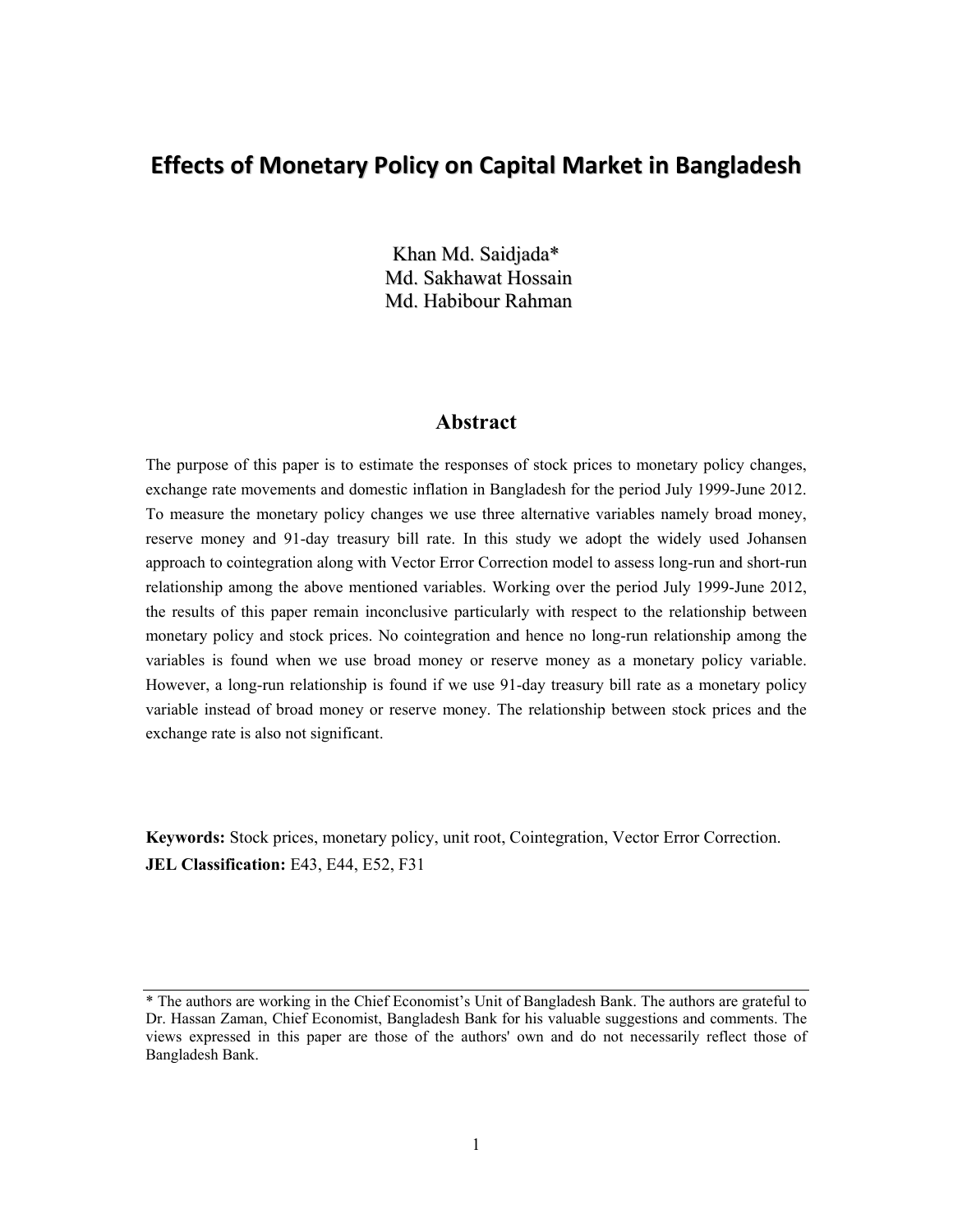# Effects of Monetary Policy on Capital Market in Bangladesh

Khan Md. Saidjada*
Md. Sakhawat Hossain
Md. Habibour Rahman

## Abstract

The purpose of this paper is to estimate the responses of stock prices to monetary policy changes, exchange rate movements and domestic inflation in Bangladesh for the period July 1999-June 2012. To measure the monetary policy changes we use three alternative variables namely broad money, reserve money and 91-day treasury bill rate. In this study we adopt the widely used Johansen approach to cointegration along with Vector Error Correction model to assess long-run and short-run relationship among the above mentioned variables. Working over the period July 1999-June 2012, the results of this paper remain inconclusive particularly with respect to the relationship between monetary policy and stock prices. No cointegration and hence no long-run relationship among the variables is found when we use broad money or reserve money as a monetary policy variable. However, a long-run relationship is found if we use 91-day treasury bill rate as a monetary policy variable instead of broad money or reserve money. The relationship between stock prices and the exchange rate is also not significant.

**Keywords:** Stock prices, monetary policy, unit root, Cointegration, Vector Error Correction.
**JEL Classification:** E43, E44, E52, F31

---

* The authors are working in the Chief Economist's Unit of Bangladesh Bank. The authors are grateful to Dr. Hassan Zaman, Chief Economist, Bangladesh Bank for his valuable suggestions and comments. The views expressed in this paper are those of the authors' own and do not necessarily reflect those of Bangladesh Bank.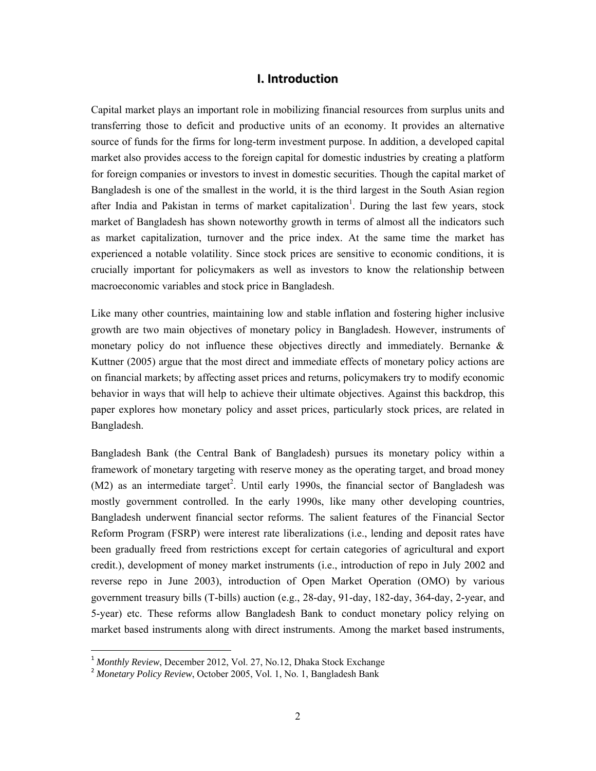# I. Introduction

Capital market plays an important role in mobilizing financial resources from surplus units and transferring those to deficit and productive units of an economy. It provides an alternative source of funds for the firms for long-term investment purpose. In addition, a developed capital market also provides access to the foreign capital for domestic industries by creating a platform for foreign companies or investors to invest in domestic securities. Though the capital market of Bangladesh is one of the smallest in the world, it is the third largest in the South Asian region after India and Pakistan in terms of market capitalization[1]. During the last few years, stock market of Bangladesh has shown noteworthy growth in terms of almost all the indicators such as market capitalization, turnover and the price index. At the same time the market has experienced a notable volatility. Since stock prices are sensitive to economic conditions, it is crucially important for policymakers as well as investors to know the relationship between macroeconomic variables and stock price in Bangladesh.

Like many other countries, maintaining low and stable inflation and fostering higher inclusive growth are two main objectives of monetary policy in Bangladesh. However, instruments of monetary policy do not influence these objectives directly and immediately. Bernanke & Kuttner (2005) argue that the most direct and immediate effects of monetary policy actions are on financial markets; by affecting asset prices and returns, policymakers try to modify economic behavior in ways that will help to achieve their ultimate objectives. Against this backdrop, this paper explores how monetary policy and asset prices, particularly stock prices, are related in Bangladesh.

Bangladesh Bank (the Central Bank of Bangladesh) pursues its monetary policy within a framework of monetary targeting with reserve money as the operating target, and broad money (M2) as an intermediate target[2]. Until early 1990s, the financial sector of Bangladesh was mostly government controlled. In the early 1990s, like many other developing countries, Bangladesh underwent financial sector reforms. The salient features of the Financial Sector Reform Program (FSRP) were interest rate liberalizations (i.e., lending and deposit rates have been gradually freed from restrictions except for certain categories of agricultural and export credit.), development of money market instruments (i.e., introduction of repo in July 2002 and reverse repo in June 2003), introduction of Open Market Operation (OMO) by various government treasury bills (T-bills) auction (e.g., 28-day, 91-day, 182-day, 364-day, 2-year, and 5-year) etc. These reforms allow Bangladesh Bank to conduct monetary policy relying on market based instruments along with direct instruments. Among the market based instruments,

---

[1] *Monthly Review*, December 2012, Vol. 27, No.12, Dhaka Stock Exchange

[2] *Monetary Policy Review*, October 2005, Vol. 1, No. 1, Bangladesh Bank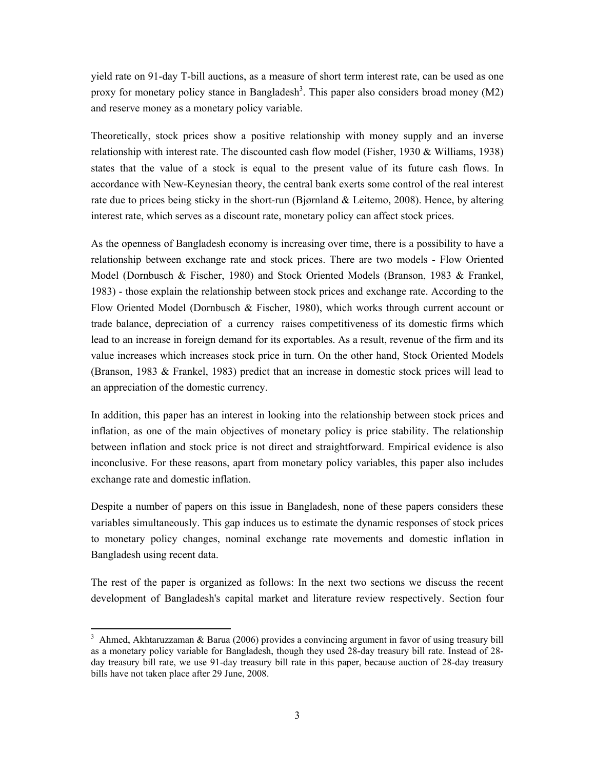yield rate on 91-day T-bill auctions, as a measure of short term interest rate, can be used as one proxy for monetary policy stance in Bangladesh[3]. This paper also considers broad money (M2) and reserve money as a monetary policy variable.

Theoretically, stock prices show a positive relationship with money supply and an inverse relationship with interest rate. The discounted cash flow model (Fisher, 1930 & Williams, 1938) states that the value of a stock is equal to the present value of its future cash flows. In accordance with New-Keynesian theory, the central bank exerts some control of the real interest rate due to prices being sticky in the short-run (Bjørnland & Leitemo, 2008). Hence, by altering interest rate, which serves as a discount rate, monetary policy can affect stock prices.

As the openness of Bangladesh economy is increasing over time, there is a possibility to have a relationship between exchange rate and stock prices. There are two models - Flow Oriented Model (Dornbusch & Fischer, 1980) and Stock Oriented Models (Branson, 1983 & Frankel, 1983) - those explain the relationship between stock prices and exchange rate. According to the Flow Oriented Model (Dornbusch & Fischer, 1980), which works through current account or trade balance, depreciation of a currency raises competitiveness of its domestic firms which lead to an increase in foreign demand for its exportables. As a result, revenue of the firm and its value increases which increases stock price in turn. On the other hand, Stock Oriented Models (Branson, 1983 & Frankel, 1983) predict that an increase in domestic stock prices will lead to an appreciation of the domestic currency.

In addition, this paper has an interest in looking into the relationship between stock prices and inflation, as one of the main objectives of monetary policy is price stability. The relationship between inflation and stock price is not direct and straightforward. Empirical evidence is also inconclusive. For these reasons, apart from monetary policy variables, this paper also includes exchange rate and domestic inflation.

Despite a number of papers on this issue in Bangladesh, none of these papers considers these variables simultaneously. This gap induces us to estimate the dynamic responses of stock prices to monetary policy changes, nominal exchange rate movements and domestic inflation in Bangladesh using recent data.

The rest of the paper is organized as follows: In the next two sections we discuss the recent development of Bangladesh's capital market and literature review respectively. Section four

---

[3] Ahmed, Akhtaruzzaman & Barua (2006) provides a convincing argument in favor of using treasury bill as a monetary policy variable for Bangladesh, though they used 28-day treasury bill rate. Instead of 28-day treasury bill rate, we use 91-day treasury bill rate in this paper, because auction of 28-day treasury bills have not taken place after 29 June, 2008.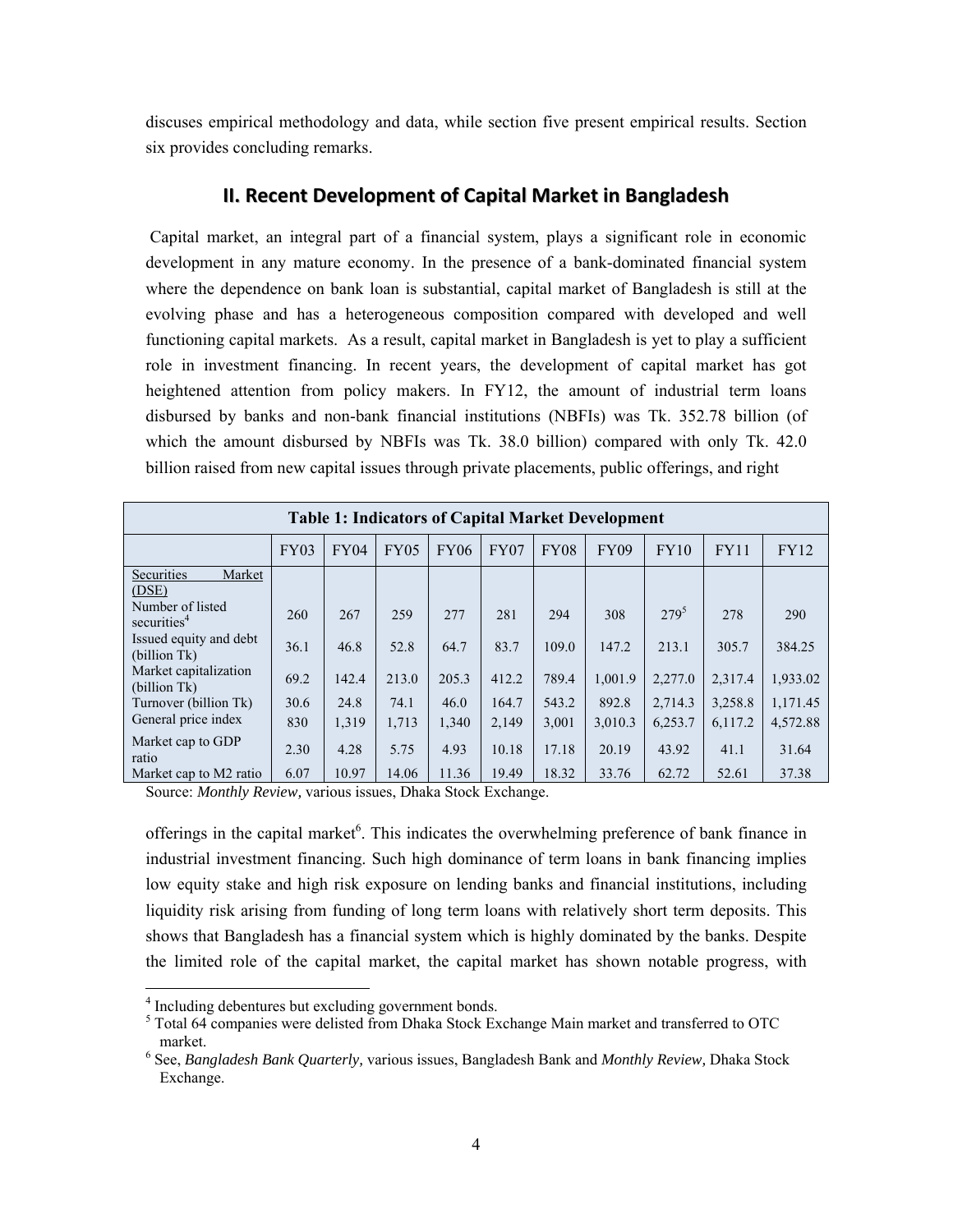discuses empirical methodology and data, while section five present empirical results. Section six provides concluding remarks.

## II. Recent Development of Capital Market in Bangladesh

Capital market, an integral part of a financial system, plays a significant role in economic development in any mature economy. In the presence of a bank-dominated financial system where the dependence on bank loan is substantial, capital market of Bangladesh is still at the evolving phase and has a heterogeneous composition compared with developed and well functioning capital markets. As a result, capital market in Bangladesh is yet to play a sufficient role in investment financing. In recent years, the development of capital market has got heightened attention from policy makers. In FY12, the amount of industrial term loans disbursed by banks and non-bank financial institutions (NBFIs) was Tk. 352.78 billion (of which the amount disbursed by NBFIs was Tk. 38.0 billion) compared with only Tk. 42.0 billion raised from new capital issues through private placements, public offerings, and right offerings in the capital market[6]. This indicates the overwhelming preference of bank finance in industrial investment financing. Such high dominance of term loans in bank financing implies low equity stake and high risk exposure on lending banks and financial institutions, including liquidity risk arising from funding of long term loans with relatively short term deposits. This shows that Bangladesh has a financial system which is highly dominated by the banks. Despite the limited role of the capital market, the capital market has shown notable progress, with

**Table 1: Indicators of Capital Market Development**

| | FY03 | FY04 | FY05 | FY06 | FY07 | FY08 | FY09 | FY10 | FY11 | FY12 |
|---|---|---|---|---|---|---|---|---|---|---|
| Securities Market (DSE) | | | | | | | | | | |
| Number of listed securities[4] | 260 | 267 | 259 | 277 | 281 | 294 | 308 | 279[5] | 278 | 290 |
| Issued equity and debt (billion Tk) | 36.1 | 46.8 | 52.8 | 64.7 | 83.7 | 109.0 | 147.2 | 213.1 | 305.7 | 384.25 |
| Market capitalization (billion Tk) | 69.2 | 142.4 | 213.0 | 205.3 | 412.2 | 789.4 | 1,001.9 | 2,277.0 | 2,317.4 | 1,933.02 |
| Turnover (billion Tk) | 30.6 | 24.8 | 74.1 | 46.0 | 164.7 | 543.2 | 892.8 | 2,714.3 | 3,258.8 | 1,171.45 |
| General price index | 830 | 1,319 | 1,713 | 1,340 | 2,149 | 3,001 | 3,010.3 | 6,253.7 | 6,117.2 | 4,572.88 |
| Market cap to GDP ratio | 2.30 | 4.28 | 5.75 | 4.93 | 10.18 | 17.18 | 20.19 | 43.92 | 41.1 | 31.64 |
| Market cap to M2 ratio | 6.07 | 10.97 | 14.06 | 11.36 | 19.49 | 18.32 | 33.76 | 62.72 | 52.61 | 37.38 |

Source: *Monthly Review,* various issues, Dhaka Stock Exchange.

[4] Including debentures but excluding government bonds.

[5] Total 64 companies were delisted from Dhaka Stock Exchange Main market and transferred to OTC market.

[6] See, *Bangladesh Bank Quarterly,* various issues, Bangladesh Bank and *Monthly Review,* Dhaka Stock Exchange.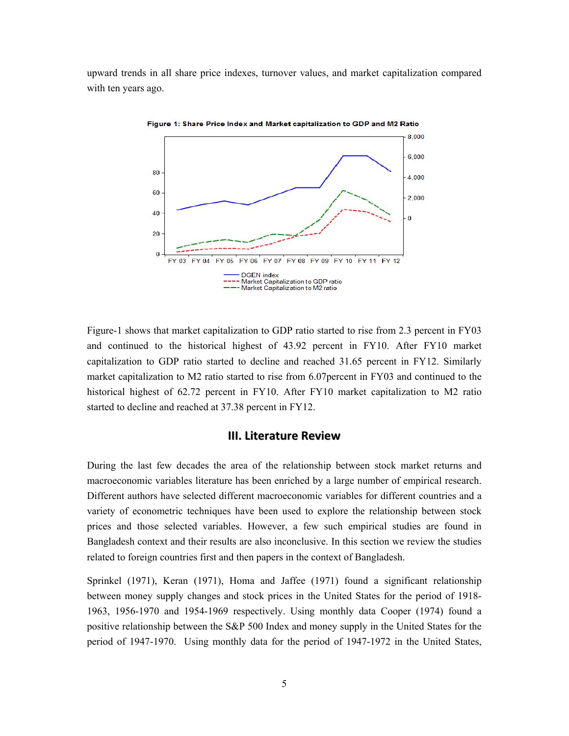upward trends in all share price indexes, turnover values, and market capitalization compared with ten years ago.

**Figure 1: Share Price Index and Market capitalization to GDP and M2 Ratio**

Figure-1 shows that market capitalization to GDP ratio started to rise from 2.3 percent in FY03 and continued to the historical highest of 43.92 percent in FY10. After FY10 market capitalization to GDP ratio started to decline and reached 31.65 percent in FY12. Similarly market capitalization to M2 ratio started to rise from 6.07percent in FY03 and continued to the historical highest of 62.72 percent in FY10. After FY10 market capitalization to M2 ratio started to decline and reached at 37.38 percent in FY12.

## III. Literature Review

During the last few decades the area of the relationship between stock market returns and macroeconomic variables literature has been enriched by a large number of empirical research. Different authors have selected different macroeconomic variables for different countries and a variety of econometric techniques have been used to explore the relationship between stock prices and those selected variables. However, a few such empirical studies are found in Bangladesh context and their results are also inconclusive. In this section we review the studies related to foreign countries first and then papers in the context of Bangladesh.

Sprinkel (1971), Keran (1971), Homa and Jaffee (1971) found a significant relationship between money supply changes and stock prices in the United States for the period of 1918-1963, 1956-1970 and 1954-1969 respectively. Using monthly data Cooper (1974) found a positive relationship between the S&P 500 Index and money supply in the United States for the period of 1947-1970. Using monthly data for the period of 1947-1972 in the United States,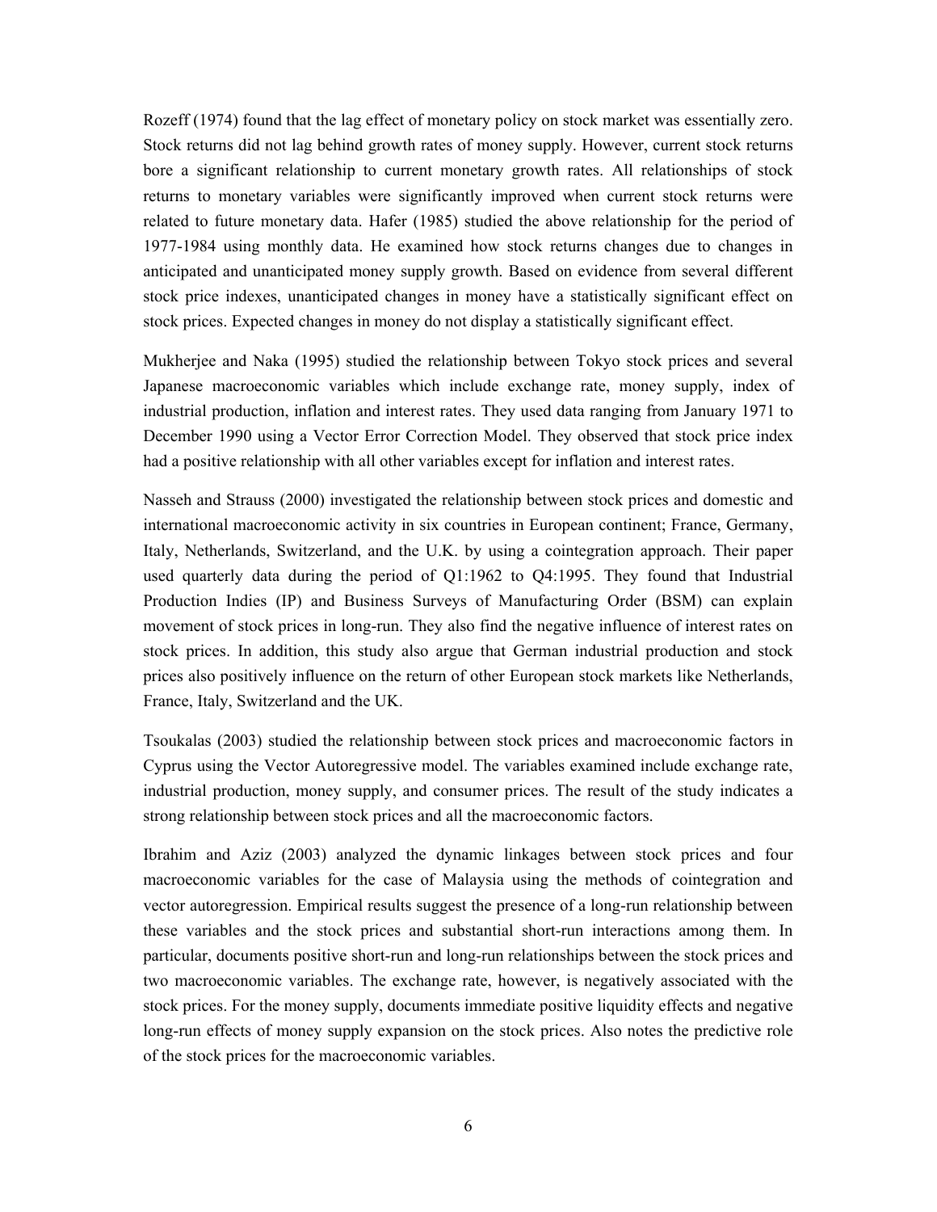Rozeff (1974) found that the lag effect of monetary policy on stock market was essentially zero. Stock returns did not lag behind growth rates of money supply. However, current stock returns bore a significant relationship to current monetary growth rates. All relationships of stock returns to monetary variables were significantly improved when current stock returns were related to future monetary data. Hafer (1985) studied the above relationship for the period of 1977-1984 using monthly data. He examined how stock returns changes due to changes in anticipated and unanticipated money supply growth. Based on evidence from several different stock price indexes, unanticipated changes in money have a statistically significant effect on stock prices. Expected changes in money do not display a statistically significant effect.

Mukherjee and Naka (1995) studied the relationship between Tokyo stock prices and several Japanese macroeconomic variables which include exchange rate, money supply, index of industrial production, inflation and interest rates. They used data ranging from January 1971 to December 1990 using a Vector Error Correction Model. They observed that stock price index had a positive relationship with all other variables except for inflation and interest rates.

Nasseh and Strauss (2000) investigated the relationship between stock prices and domestic and international macroeconomic activity in six countries in European continent; France, Germany, Italy, Netherlands, Switzerland, and the U.K. by using a cointegration approach. Their paper used quarterly data during the period of Q1:1962 to Q4:1995. They found that Industrial Production Indies (IP) and Business Surveys of Manufacturing Order (BSM) can explain movement of stock prices in long-run. They also find the negative influence of interest rates on stock prices. In addition, this study also argue that German industrial production and stock prices also positively influence on the return of other European stock markets like Netherlands, France, Italy, Switzerland and the UK.

Tsoukalas (2003) studied the relationship between stock prices and macroeconomic factors in Cyprus using the Vector Autoregressive model. The variables examined include exchange rate, industrial production, money supply, and consumer prices. The result of the study indicates a strong relationship between stock prices and all the macroeconomic factors.

Ibrahim and Aziz (2003) analyzed the dynamic linkages between stock prices and four macroeconomic variables for the case of Malaysia using the methods of cointegration and vector autoregression. Empirical results suggest the presence of a long-run relationship between these variables and the stock prices and substantial short-run interactions among them. In particular, documents positive short-run and long-run relationships between the stock prices and two macroeconomic variables. The exchange rate, however, is negatively associated with the stock prices. For the money supply, documents immediate positive liquidity effects and negative long-run effects of money supply expansion on the stock prices. Also notes the predictive role of the stock prices for the macroeconomic variables.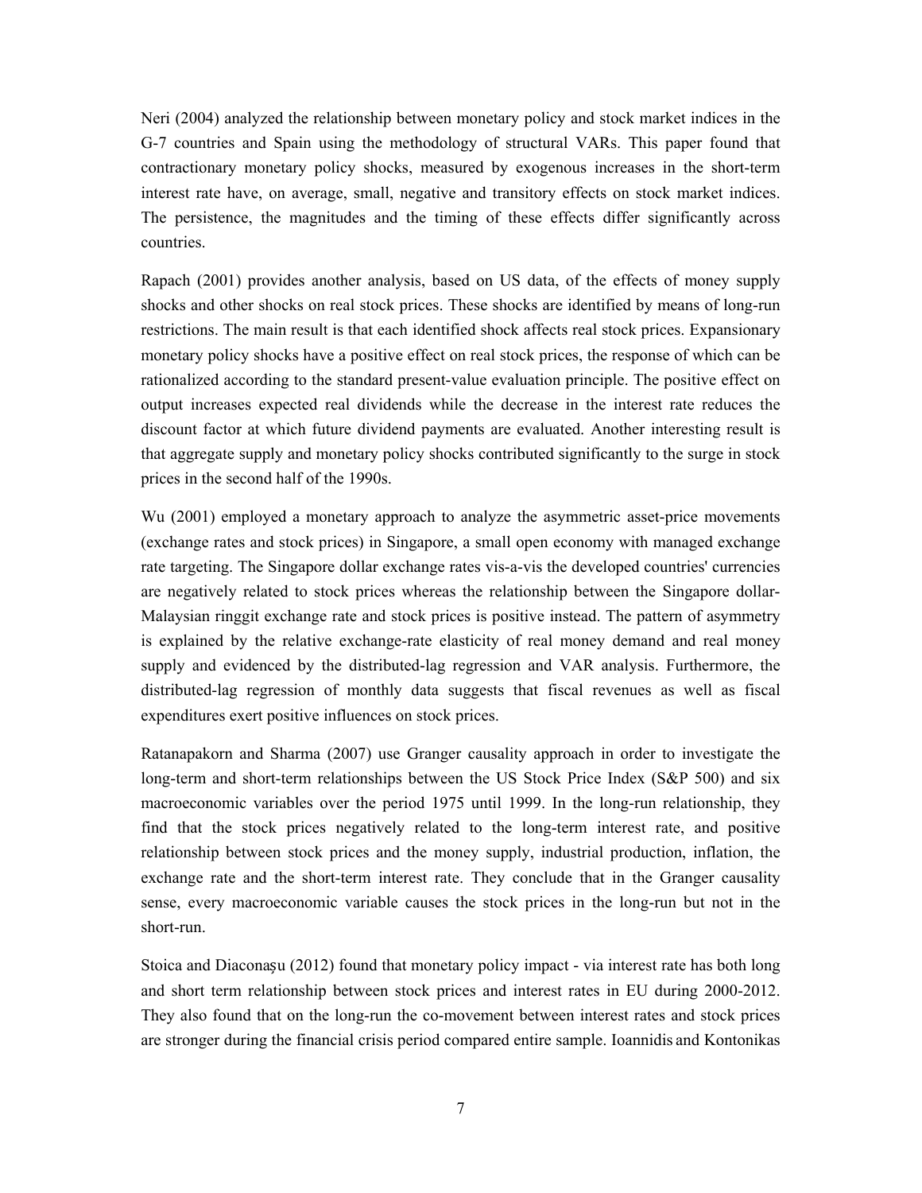Neri (2004) analyzed the relationship between monetary policy and stock market indices in the G-7 countries and Spain using the methodology of structural VARs. This paper found that contractionary monetary policy shocks, measured by exogenous increases in the short-term interest rate have, on average, small, negative and transitory effects on stock market indices. The persistence, the magnitudes and the timing of these effects differ significantly across countries.

Rapach (2001) provides another analysis, based on US data, of the effects of money supply shocks and other shocks on real stock prices. These shocks are identified by means of long-run restrictions. The main result is that each identified shock affects real stock prices. Expansionary monetary policy shocks have a positive effect on real stock prices, the response of which can be rationalized according to the standard present-value evaluation principle. The positive effect on output increases expected real dividends while the decrease in the interest rate reduces the discount factor at which future dividend payments are evaluated. Another interesting result is that aggregate supply and monetary policy shocks contributed significantly to the surge in stock prices in the second half of the 1990s.

Wu (2001) employed a monetary approach to analyze the asymmetric asset-price movements (exchange rates and stock prices) in Singapore, a small open economy with managed exchange rate targeting. The Singapore dollar exchange rates vis-a-vis the developed countries' currencies are negatively related to stock prices whereas the relationship between the Singapore dollar-Malaysian ringgit exchange rate and stock prices is positive instead. The pattern of asymmetry is explained by the relative exchange-rate elasticity of real money demand and real money supply and evidenced by the distributed-lag regression and VAR analysis. Furthermore, the distributed-lag regression of monthly data suggests that fiscal revenues as well as fiscal expenditures exert positive influences on stock prices.

Ratanapakorn and Sharma (2007) use Granger causality approach in order to investigate the long-term and short-term relationships between the US Stock Price Index (S&P 500) and six macroeconomic variables over the period 1975 until 1999. In the long-run relationship, they find that the stock prices negatively related to the long-term interest rate, and positive relationship between stock prices and the money supply, industrial production, inflation, the exchange rate and the short-term interest rate. They conclude that in the Granger causality sense, every macroeconomic variable causes the stock prices in the long-run but not in the short-run.

Stoica and Diaconașu (2012) found that monetary policy impact - via interest rate has both long and short term relationship between stock prices and interest rates in EU during 2000-2012. They also found that on the long-run the co-movement between interest rates and stock prices are stronger during the financial crisis period compared entire sample. Ioannidis and Kontonikas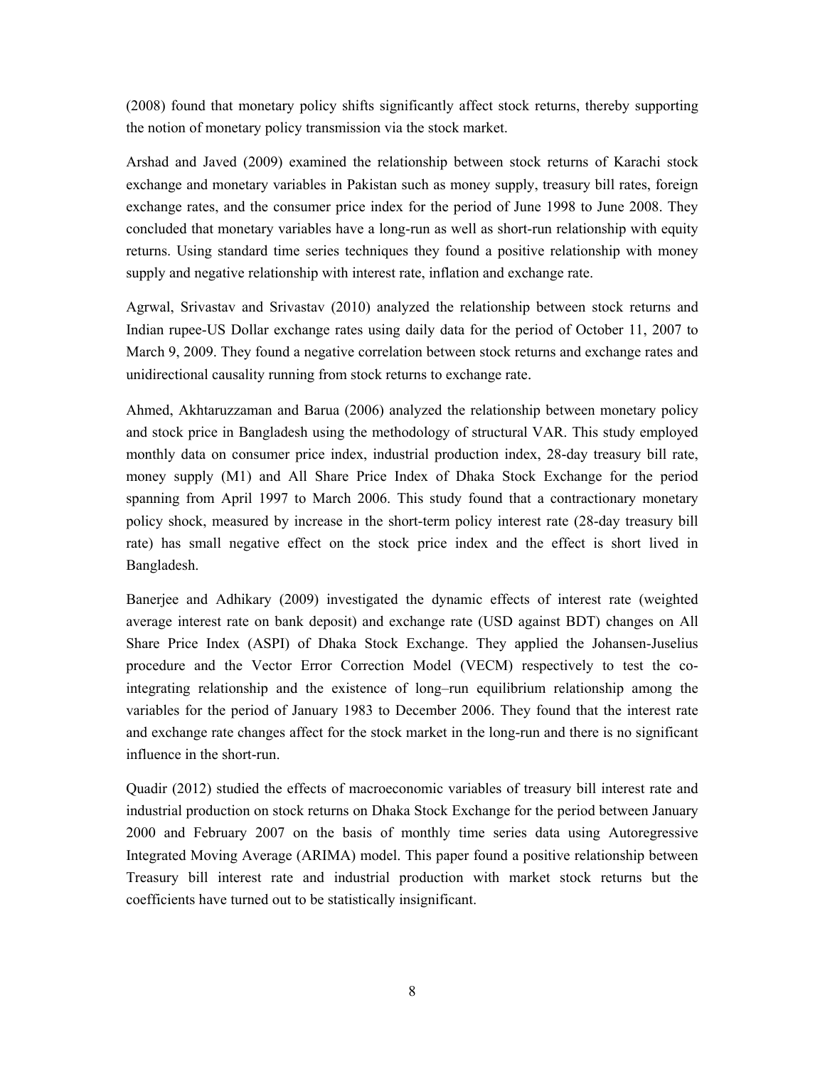(2008) found that monetary policy shifts significantly affect stock returns, thereby supporting the notion of monetary policy transmission via the stock market.

Arshad and Javed (2009) examined the relationship between stock returns of Karachi stock exchange and monetary variables in Pakistan such as money supply, treasury bill rates, foreign exchange rates, and the consumer price index for the period of June 1998 to June 2008. They concluded that monetary variables have a long-run as well as short-run relationship with equity returns. Using standard time series techniques they found a positive relationship with money supply and negative relationship with interest rate, inflation and exchange rate.

Agrwal, Srivastav and Srivastav (2010) analyzed the relationship between stock returns and Indian rupee-US Dollar exchange rates using daily data for the period of October 11, 2007 to March 9, 2009. They found a negative correlation between stock returns and exchange rates and unidirectional causality running from stock returns to exchange rate.

Ahmed, Akhtaruzzaman and Barua (2006) analyzed the relationship between monetary policy and stock price in Bangladesh using the methodology of structural VAR. This study employed monthly data on consumer price index, industrial production index, 28-day treasury bill rate, money supply (M1) and All Share Price Index of Dhaka Stock Exchange for the period spanning from April 1997 to March 2006. This study found that a contractionary monetary policy shock, measured by increase in the short-term policy interest rate (28-day treasury bill rate) has small negative effect on the stock price index and the effect is short lived in Bangladesh.

Banerjee and Adhikary (2009) investigated the dynamic effects of interest rate (weighted average interest rate on bank deposit) and exchange rate (USD against BDT) changes on All Share Price Index (ASPI) of Dhaka Stock Exchange. They applied the Johansen-Juselius procedure and the Vector Error Correction Model (VECM) respectively to test the co-integrating relationship and the existence of long–run equilibrium relationship among the variables for the period of January 1983 to December 2006. They found that the interest rate and exchange rate changes affect for the stock market in the long-run and there is no significant influence in the short-run.

Quadir (2012) studied the effects of macroeconomic variables of treasury bill interest rate and industrial production on stock returns on Dhaka Stock Exchange for the period between January 2000 and February 2007 on the basis of monthly time series data using Autoregressive Integrated Moving Average (ARIMA) model. This paper found a positive relationship between Treasury bill interest rate and industrial production with market stock returns but the coefficients have turned out to be statistically insignificant.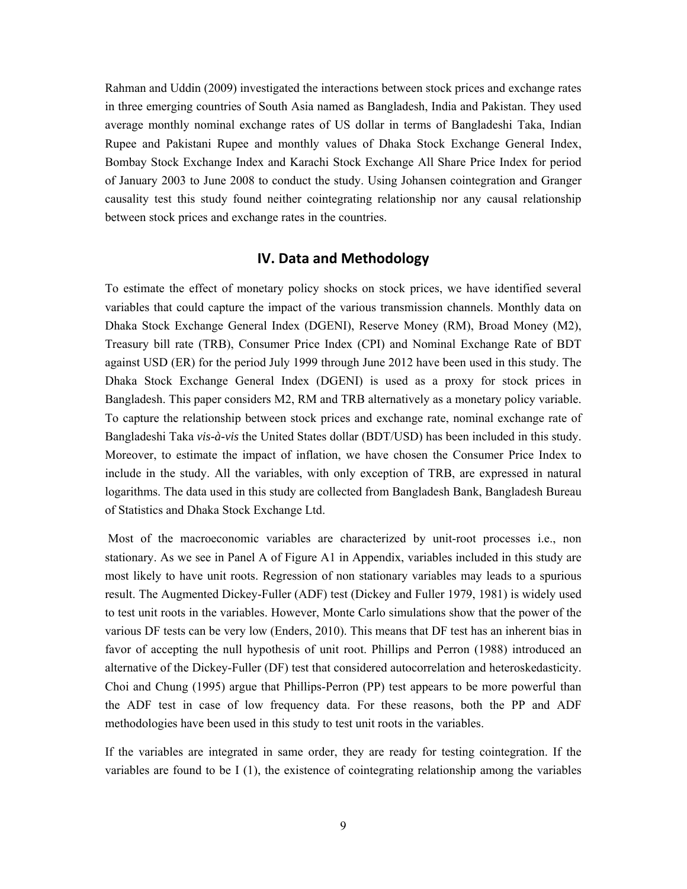Rahman and Uddin (2009) investigated the interactions between stock prices and exchange rates in three emerging countries of South Asia named as Bangladesh, India and Pakistan. They used average monthly nominal exchange rates of US dollar in terms of Bangladeshi Taka, Indian Rupee and Pakistani Rupee and monthly values of Dhaka Stock Exchange General Index, Bombay Stock Exchange Index and Karachi Stock Exchange All Share Price Index for period of January 2003 to June 2008 to conduct the study. Using Johansen cointegration and Granger causality test this study found neither cointegrating relationship nor any causal relationship between stock prices and exchange rates in the countries.

## IV. Data and Methodology

To estimate the effect of monetary policy shocks on stock prices, we have identified several variables that could capture the impact of the various transmission channels. Monthly data on Dhaka Stock Exchange General Index (DGENI), Reserve Money (RM), Broad Money (M2), Treasury bill rate (TRB), Consumer Price Index (CPI) and Nominal Exchange Rate of BDT against USD (ER) for the period July 1999 through June 2012 have been used in this study. The Dhaka Stock Exchange General Index (DGENI) is used as a proxy for stock prices in Bangladesh. This paper considers M2, RM and TRB alternatively as a monetary policy variable. To capture the relationship between stock prices and exchange rate, nominal exchange rate of Bangladeshi Taka *vis-à-vis* the United States dollar (BDT/USD) has been included in this study. Moreover, to estimate the impact of inflation, we have chosen the Consumer Price Index to include in the study. All the variables, with only exception of TRB, are expressed in natural logarithms. The data used in this study are collected from Bangladesh Bank, Bangladesh Bureau of Statistics and Dhaka Stock Exchange Ltd.

Most of the macroeconomic variables are characterized by unit-root processes i.e., non stationary. As we see in Panel A of Figure A1 in Appendix, variables included in this study are most likely to have unit roots. Regression of non stationary variables may leads to a spurious result. The Augmented Dickey-Fuller (ADF) test (Dickey and Fuller 1979, 1981) is widely used to test unit roots in the variables. However, Monte Carlo simulations show that the power of the various DF tests can be very low (Enders, 2010). This means that DF test has an inherent bias in favor of accepting the null hypothesis of unit root. Phillips and Perron (1988) introduced an alternative of the Dickey-Fuller (DF) test that considered autocorrelation and heteroskedasticity. Choi and Chung (1995) argue that Phillips-Perron (PP) test appears to be more powerful than the ADF test in case of low frequency data. For these reasons, both the PP and ADF methodologies have been used in this study to test unit roots in the variables.

If the variables are integrated in same order, they are ready for testing cointegration. If the variables are found to be I (1), the existence of cointegrating relationship among the variables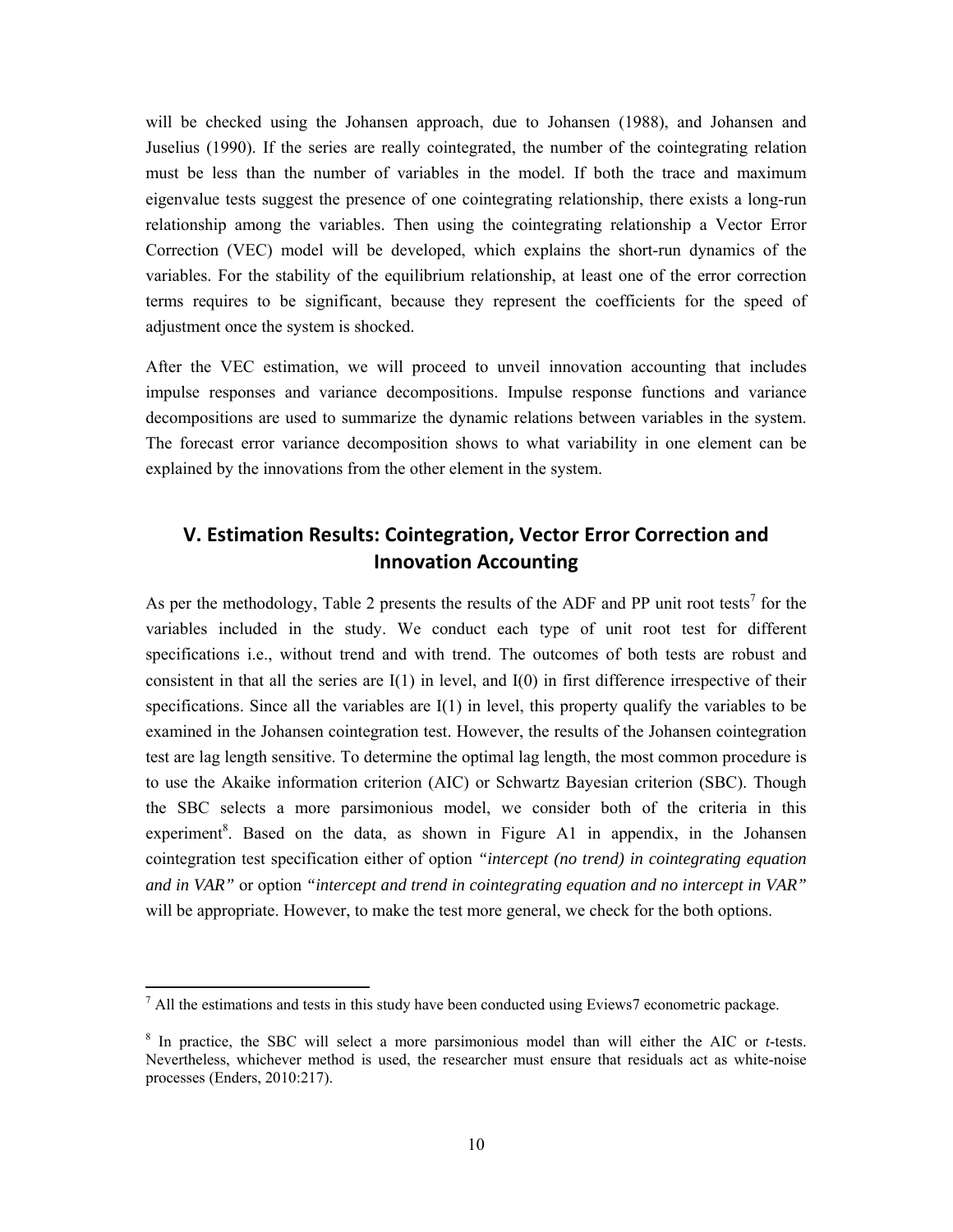will be checked using the Johansen approach, due to Johansen (1988), and Johansen and Juselius (1990). If the series are really cointegrated, the number of the cointegrating relation must be less than the number of variables in the model. If both the trace and maximum eigenvalue tests suggest the presence of one cointegrating relationship, there exists a long-run relationship among the variables. Then using the cointegrating relationship a Vector Error Correction (VEC) model will be developed, which explains the short-run dynamics of the variables. For the stability of the equilibrium relationship, at least one of the error correction terms requires to be significant, because they represent the coefficients for the speed of adjustment once the system is shocked.

After the VEC estimation, we will proceed to unveil innovation accounting that includes impulse responses and variance decompositions. Impulse response functions and variance decompositions are used to summarize the dynamic relations between variables in the system. The forecast error variance decomposition shows to what variability in one element can be explained by the innovations from the other element in the system.

## V. Estimation Results: Cointegration, Vector Error Correction and Innovation Accounting

As per the methodology, Table 2 presents the results of the ADF and PP unit root tests[7] for the variables included in the study. We conduct each type of unit root test for different specifications i.e., without trend and with trend. The outcomes of both tests are robust and consistent in that all the series are I(1) in level, and I(0) in first difference irrespective of their specifications. Since all the variables are I(1) in level, this property qualify the variables to be examined in the Johansen cointegration test. However, the results of the Johansen cointegration test are lag length sensitive. To determine the optimal lag length, the most common procedure is to use the Akaike information criterion (AIC) or Schwartz Bayesian criterion (SBC). Though the SBC selects a more parsimonious model, we consider both of the criteria in this experiment[8]. Based on the data, as shown in Figure A1 in appendix, in the Johansen cointegration test specification either of option *"intercept (no trend) in cointegrating equation and in VAR"* or option *"intercept and trend in cointegrating equation and no intercept in VAR"* will be appropriate. However, to make the test more general, we check for the both options.

---

[7] All the estimations and tests in this study have been conducted using Eviews7 econometric package.

[8] In practice, the SBC will select a more parsimonious model than will either the AIC or *t*-tests. Nevertheless, whichever method is used, the researcher must ensure that residuals act as white-noise processes (Enders, 2010:217).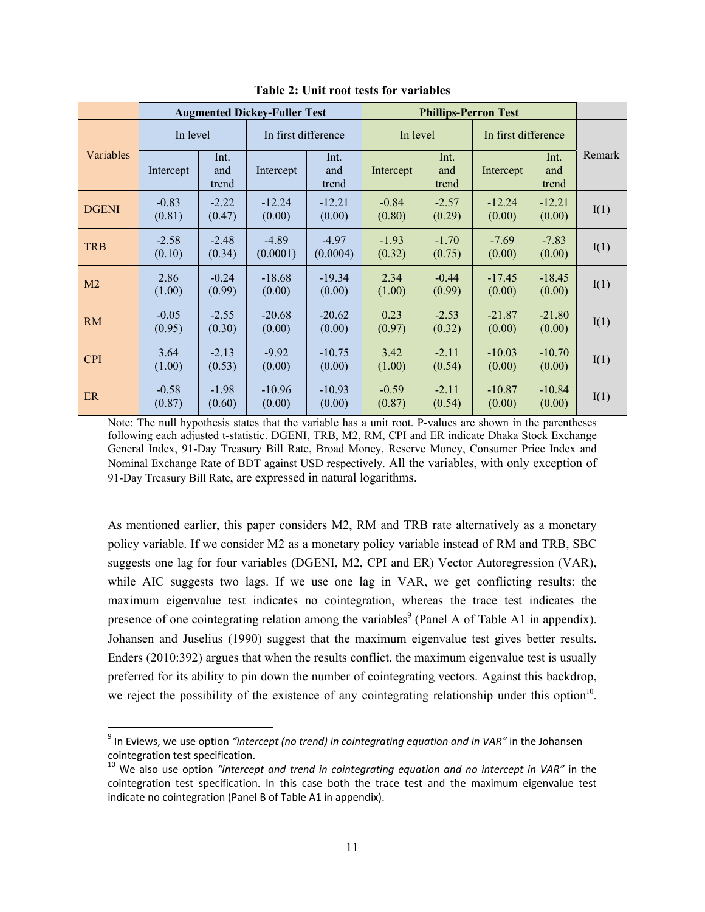**Table 2: Unit root tests for variables**

| Variables | Augmented Dickey-Fuller Test | | | | Phillips-Perron Test | | | | Remark |
|---|---|---|---|---|---|---|---|---|---|
| | In level | | In first difference | | In level | | In first difference | | |
| | Intercept | Int. and trend | Intercept | Int. and trend | Intercept | Int. and trend | Intercept | Int. and trend | |
| DGENI | -0.83 (0.81) | -2.22 (0.47) | -12.24 (0.00) | -12.21 (0.00) | -0.84 (0.80) | -2.57 (0.29) | -12.24 (0.00) | -12.21 (0.00) | I(1) |
| TRB | -2.58 (0.10) | -2.48 (0.34) | -4.89 (0.0001) | -4.97 (0.0004) | -1.93 (0.32) | -1.70 (0.75) | -7.69 (0.00) | -7.83 (0.00) | I(1) |
| M2 | 2.86 (1.00) | -0.24 (0.99) | -18.68 (0.00) | -19.34 (0.00) | 2.34 (1.00) | -0.44 (0.99) | -17.45 (0.00) | -18.45 (0.00) | I(1) |
| RM | -0.05 (0.95) | -2.55 (0.30) | -20.68 (0.00) | -20.62 (0.00) | 0.23 (0.97) | -2.53 (0.32) | -21.87 (0.00) | -21.80 (0.00) | I(1) |
| CPI | 3.64 (1.00) | -2.13 (0.53) | -9.92 (0.00) | -10.75 (0.00) | 3.42 (1.00) | -2.11 (0.54) | -10.03 (0.00) | -10.70 (0.00) | I(1) |
| ER | -0.58 (0.87) | -1.98 (0.60) | -10.96 (0.00) | -10.93 (0.00) | -0.59 (0.87) | -2.11 (0.54) | -10.87 (0.00) | -10.84 (0.00) | I(1) |

Note: The null hypothesis states that the variable has a unit root. P-values are shown in the parentheses following each adjusted t-statistic. DGENI, TRB, M2, RM, CPI and ER indicate Dhaka Stock Exchange General Index, 91-Day Treasury Bill Rate, Broad Money, Reserve Money, Consumer Price Index and Nominal Exchange Rate of BDT against USD respectively. All the variables, with only exception of 91-Day Treasury Bill Rate, are expressed in natural logarithms.

As mentioned earlier, this paper considers M2, RM and TRB rate alternatively as a monetary policy variable. If we consider M2 as a monetary policy variable instead of RM and TRB, SBC suggests one lag for four variables (DGENI, M2, CPI and ER) Vector Autoregression (VAR), while AIC suggests two lags. If we use one lag in VAR, we get conflicting results: the maximum eigenvalue test indicates no cointegration, whereas the trace test indicates the presence of one cointegrating relation among the variables[9] (Panel A of Table A1 in appendix). Johansen and Juselius (1990) suggest that the maximum eigenvalue test gives better results. Enders (2010:392) argues that when the results conflict, the maximum eigenvalue test is usually preferred for its ability to pin down the number of cointegrating vectors. Against this backdrop, we reject the possibility of the existence of any cointegrating relationship under this option[10].

[9] In Eviews, we use option *"intercept (no trend) in cointegrating equation and in VAR"* in the Johansen cointegration test specification.

[10] We also use option *"intercept and trend in cointegrating equation and no intercept in VAR"* in the cointegration test specification. In this case both the trace test and the maximum eigenvalue test indicate no cointegration (Panel B of Table A1 in appendix).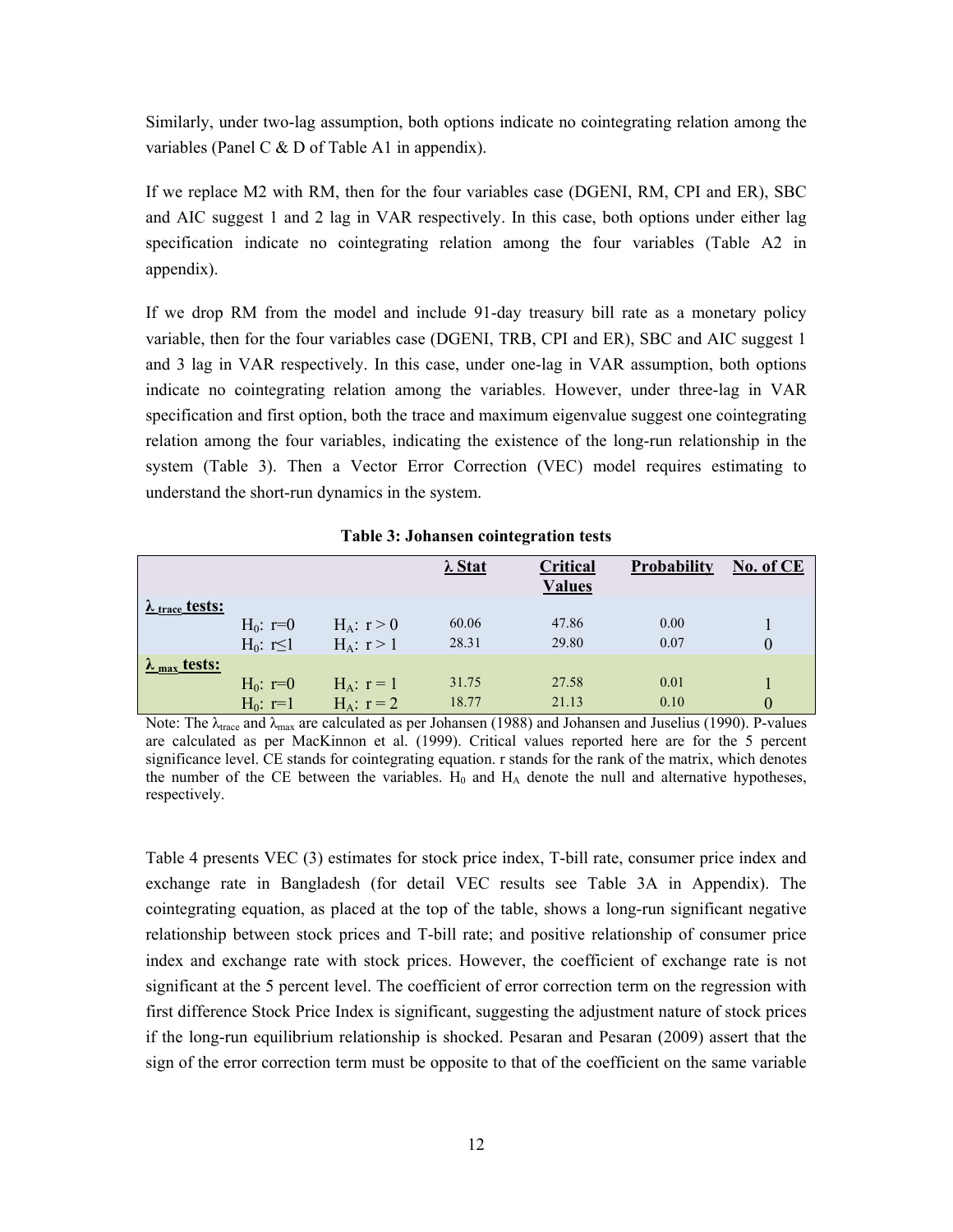Similarly, under two-lag assumption, both options indicate no cointegrating relation among the variables (Panel C & D of Table A1 in appendix).

If we replace M2 with RM, then for the four variables case (DGENI, RM, CPI and ER), SBC and AIC suggest 1 and 2 lag in VAR respectively. In this case, both options under either lag specification indicate no cointegrating relation among the four variables (Table A2 in appendix).

If we drop RM from the model and include 91-day treasury bill rate as a monetary policy variable, then for the four variables case (DGENI, TRB, CPI and ER), SBC and AIC suggest 1 and 3 lag in VAR respectively. In this case, under one-lag in VAR assumption, both options indicate no cointegrating relation among the variables. However, under three-lag in VAR specification and first option, both the trace and maximum eigenvalue suggest one cointegrating relation among the four variables, indicating the existence of the long-run relationship in the system (Table 3). Then a Vector Error Correction (VEC) model requires estimating to understand the short-run dynamics in the system.

**Table 3: Johansen cointegration tests**

| | | | $\lambda$ Stat | Critical Values | Probability | No. of CE |
|---|---|---|---|---|---|---|
| **$\lambda_{trace}$ tests:** | | | | | | |
| | $H_0$: r=0 | $H_A$: r > 0 | 60.06 | 47.86 | 0.00 | 1 |
| | $H_0$: r≤1 | $H_A$: r > 1 | 28.31 | 29.80 | 0.07 | 0 |
| **$\lambda_{max}$ tests:** | | | | | | |
| | $H_0$: r=0 | $H_A$: r = 1 | 31.75 | 27.58 | 0.01 | 1 |
| | $H_0$: r=1 | $H_A$: r = 2 | 18.77 | 21.13 | 0.10 | 0 |

Note: The $\lambda_{trace}$ and $\lambda_{max}$ are calculated as per Johansen (1988) and Johansen and Juselius (1990). P-values are calculated as per MacKinnon et al. (1999). Critical values reported here are for the 5 percent significance level. CE stands for cointegrating equation. r stands for the rank of the matrix, which denotes the number of the CE between the variables. $H_0$ and $H_A$ denote the null and alternative hypotheses, respectively.

Table 4 presents VEC (3) estimates for stock price index, T-bill rate, consumer price index and exchange rate in Bangladesh (for detail VEC results see Table 3A in Appendix). The cointegrating equation, as placed at the top of the table, shows a long-run significant negative relationship between stock prices and T-bill rate; and positive relationship of consumer price index and exchange rate with stock prices. However, the coefficient of exchange rate is not significant at the 5 percent level. The coefficient of error correction term on the regression with first difference Stock Price Index is significant, suggesting the adjustment nature of stock prices if the long-run equilibrium relationship is shocked. Pesaran and Pesaran (2009) assert that the sign of the error correction term must be opposite to that of the coefficient on the same variable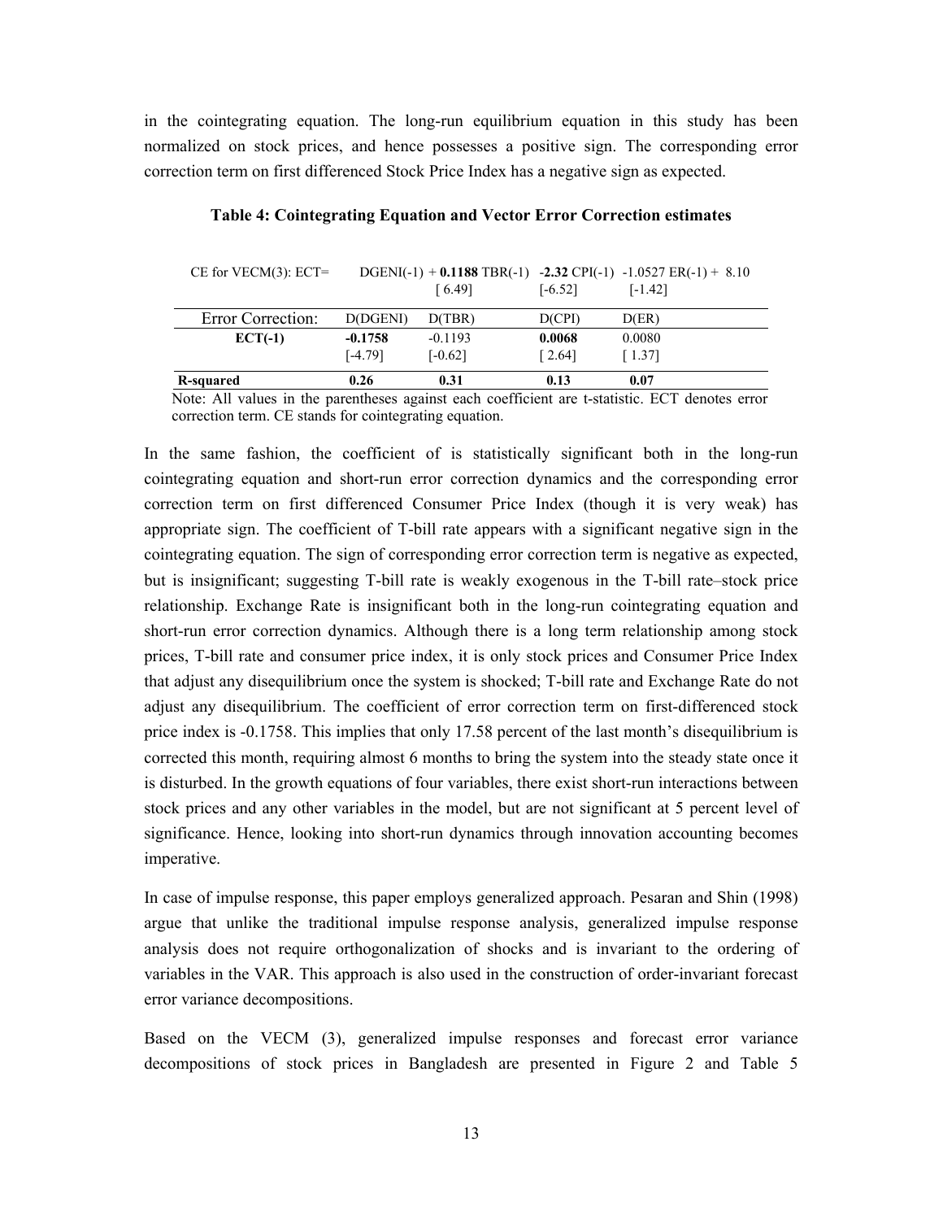in the cointegrating equation. The long-run equilibrium equation in this study has been normalized on stock prices, and hence possesses a positive sign. The corresponding error correction term on first differenced Stock Price Index has a negative sign as expected.

**Table 4: Cointegrating Equation and Vector Error Correction estimates**

CE for VECM(3): ECT= DGENI(-1) + **0.1188** TBR(-1) **-2.32** CPI(-1) -1.0527 ER(-1) + 8.10
[ 6.49] [-6.52] [-1.42]

| Error Correction: | D(DGENI) | D(TBR) | D(CPI) | D(ER) |
|---|---|---|---|---|
| **ECT(-1)** | **-0.1758** | -0.1193 | **0.0068** | 0.0080 |
| | [-4.79] | [-0.62] | [ 2.64] | [ 1.37] |
| **R-squared** | **0.26** | **0.31** | **0.13** | **0.07** |

Note: All values in the parentheses against each coefficient are t-statistic. ECT denotes error correction term. CE stands for cointegrating equation.

In the same fashion, the coefficient of is statistically significant both in the long-run cointegrating equation and short-run error correction dynamics and the corresponding error correction term on first differenced Consumer Price Index (though it is very weak) has appropriate sign. The coefficient of T-bill rate appears with a significant negative sign in the cointegrating equation. The sign of corresponding error correction term is negative as expected, but is insignificant; suggesting T-bill rate is weakly exogenous in the T-bill rate–stock price relationship. Exchange Rate is insignificant both in the long-run cointegrating equation and short-run error correction dynamics. Although there is a long term relationship among stock prices, T-bill rate and consumer price index, it is only stock prices and Consumer Price Index that adjust any disequilibrium once the system is shocked; T-bill rate and Exchange Rate do not adjust any disequilibrium. The coefficient of error correction term on first-differenced stock price index is -0.1758. This implies that only 17.58 percent of the last month's disequilibrium is corrected this month, requiring almost 6 months to bring the system into the steady state once it is disturbed. In the growth equations of four variables, there exist short-run interactions between stock prices and any other variables in the model, but are not significant at 5 percent level of significance. Hence, looking into short-run dynamics through innovation accounting becomes imperative.

In case of impulse response, this paper employs generalized approach. Pesaran and Shin (1998) argue that unlike the traditional impulse response analysis, generalized impulse response analysis does not require orthogonalization of shocks and is invariant to the ordering of variables in the VAR. This approach is also used in the construction of order-invariant forecast error variance decompositions.

Based on the VECM (3), generalized impulse responses and forecast error variance decompositions of stock prices in Bangladesh are presented in Figure 2 and Table 5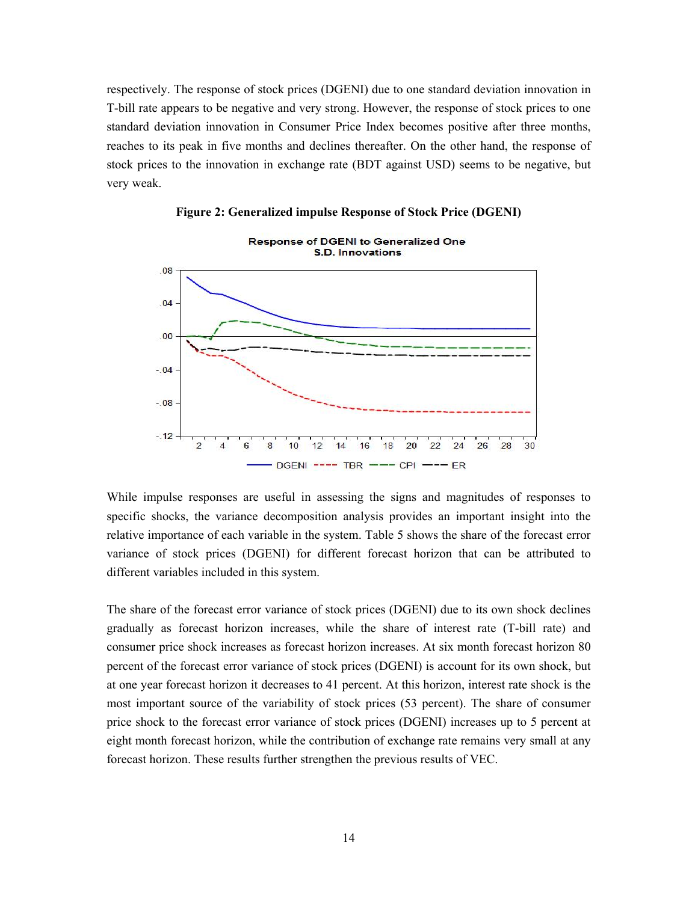respectively. The response of stock prices (DGENI) due to one standard deviation innovation in T-bill rate appears to be negative and very strong. However, the response of stock prices to one standard deviation innovation in Consumer Price Index becomes positive after three months, reaches to its peak in five months and declines thereafter. On the other hand, the response of stock prices to the innovation in exchange rate (BDT against USD) seems to be negative, but very weak.

**Figure 2: Generalized impulse Response of Stock Price (DGENI)**

While impulse responses are useful in assessing the signs and magnitudes of responses to specific shocks, the variance decomposition analysis provides an important insight into the relative importance of each variable in the system. Table 5 shows the share of the forecast error variance of stock prices (DGENI) for different forecast horizon that can be attributed to different variables included in this system.

The share of the forecast error variance of stock prices (DGENI) due to its own shock declines gradually as forecast horizon increases, while the share of interest rate (T-bill rate) and consumer price shock increases as forecast horizon increases. At six month forecast horizon 80 percent of the forecast error variance of stock prices (DGENI) is account for its own shock, but at one year forecast horizon it decreases to 41 percent. At this horizon, interest rate shock is the most important source of the variability of stock prices (53 percent). The share of consumer price shock to the forecast error variance of stock prices (DGENI) increases up to 5 percent at eight month forecast horizon, while the contribution of exchange rate remains very small at any forecast horizon. These results further strengthen the previous results of VEC.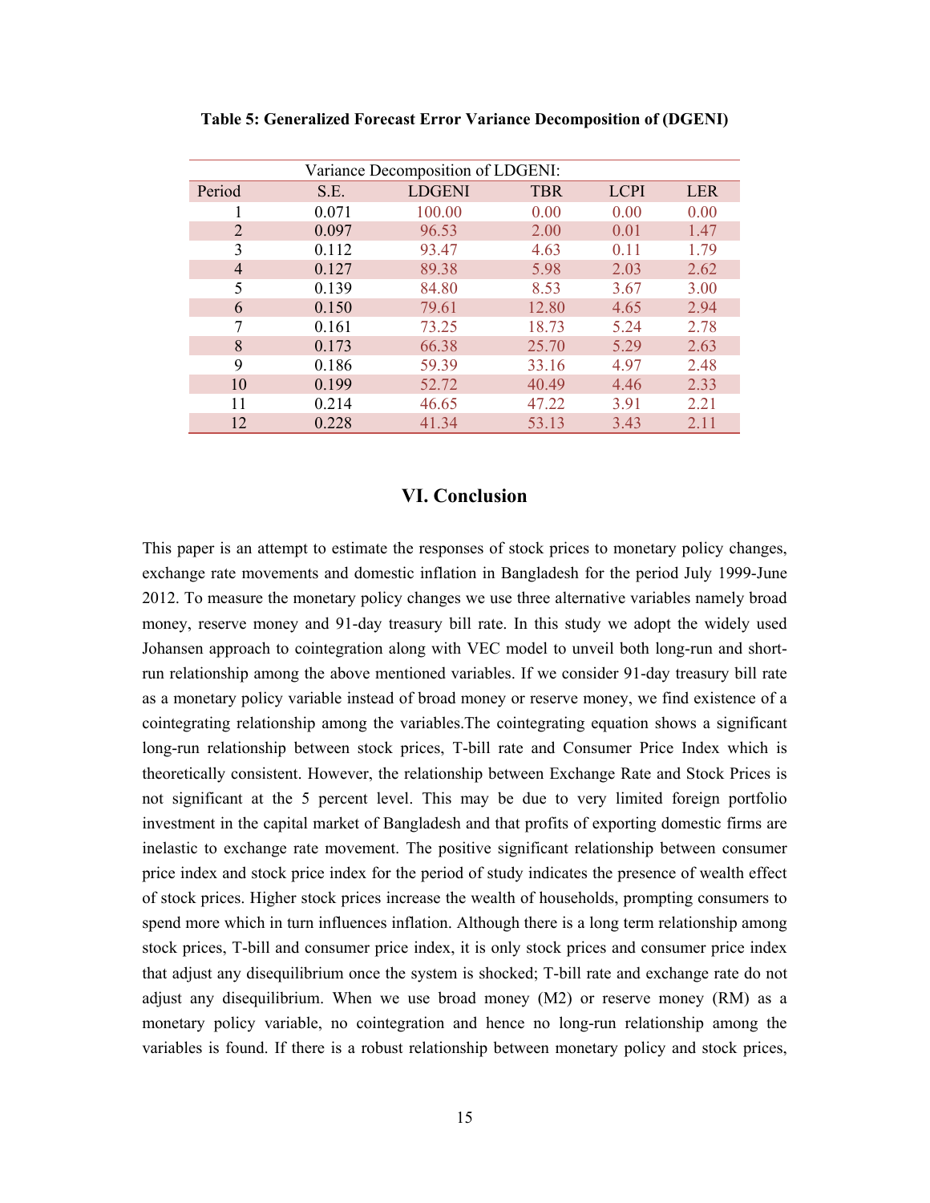**Table 5: Generalized Forecast Error Variance Decomposition of (DGENI)**

| Variance Decomposition of LDGENI: | | | | | |
|---|---|---|---|---|---|
| Period | S.E. | LDGENI | TBR | LCPI | LER |
| 1 | 0.071 | 100.00 | 0.00 | 0.00 | 0.00 |
| 2 | 0.097 | 96.53 | 2.00 | 0.01 | 1.47 |
| 3 | 0.112 | 93.47 | 4.63 | 0.11 | 1.79 |
| 4 | 0.127 | 89.38 | 5.98 | 2.03 | 2.62 |
| 5 | 0.139 | 84.80 | 8.53 | 3.67 | 3.00 |
| 6 | 0.150 | 79.61 | 12.80 | 4.65 | 2.94 |
| 7 | 0.161 | 73.25 | 18.73 | 5.24 | 2.78 |
| 8 | 0.173 | 66.38 | 25.70 | 5.29 | 2.63 |
| 9 | 0.186 | 59.39 | 33.16 | 4.97 | 2.48 |
| 10 | 0.199 | 52.72 | 40.49 | 4.46 | 2.33 |
| 11 | 0.214 | 46.65 | 47.22 | 3.91 | 2.21 |
| 12 | 0.228 | 41.34 | 53.13 | 3.43 | 2.11 |

## VI. Conclusion

This paper is an attempt to estimate the responses of stock prices to monetary policy changes, exchange rate movements and domestic inflation in Bangladesh for the period July 1999-June 2012. To measure the monetary policy changes we use three alternative variables namely broad money, reserve money and 91-day treasury bill rate. In this study we adopt the widely used Johansen approach to cointegration along with VEC model to unveil both long-run and short-run relationship among the above mentioned variables. If we consider 91-day treasury bill rate as a monetary policy variable instead of broad money or reserve money, we find existence of a cointegrating relationship among the variables.The cointegrating equation shows a significant long-run relationship between stock prices, T-bill rate and Consumer Price Index which is theoretically consistent. However, the relationship between Exchange Rate and Stock Prices is not significant at the 5 percent level. This may be due to very limited foreign portfolio investment in the capital market of Bangladesh and that profits of exporting domestic firms are inelastic to exchange rate movement. The positive significant relationship between consumer price index and stock price index for the period of study indicates the presence of wealth effect of stock prices. Higher stock prices increase the wealth of households, prompting consumers to spend more which in turn influences inflation. Although there is a long term relationship among stock prices, T-bill and consumer price index, it is only stock prices and consumer price index that adjust any disequilibrium once the system is shocked; T-bill rate and exchange rate do not adjust any disequilibrium. When we use broad money (M2) or reserve money (RM) as a monetary policy variable, no cointegration and hence no long-run relationship among the variables is found. If there is a robust relationship between monetary policy and stock prices,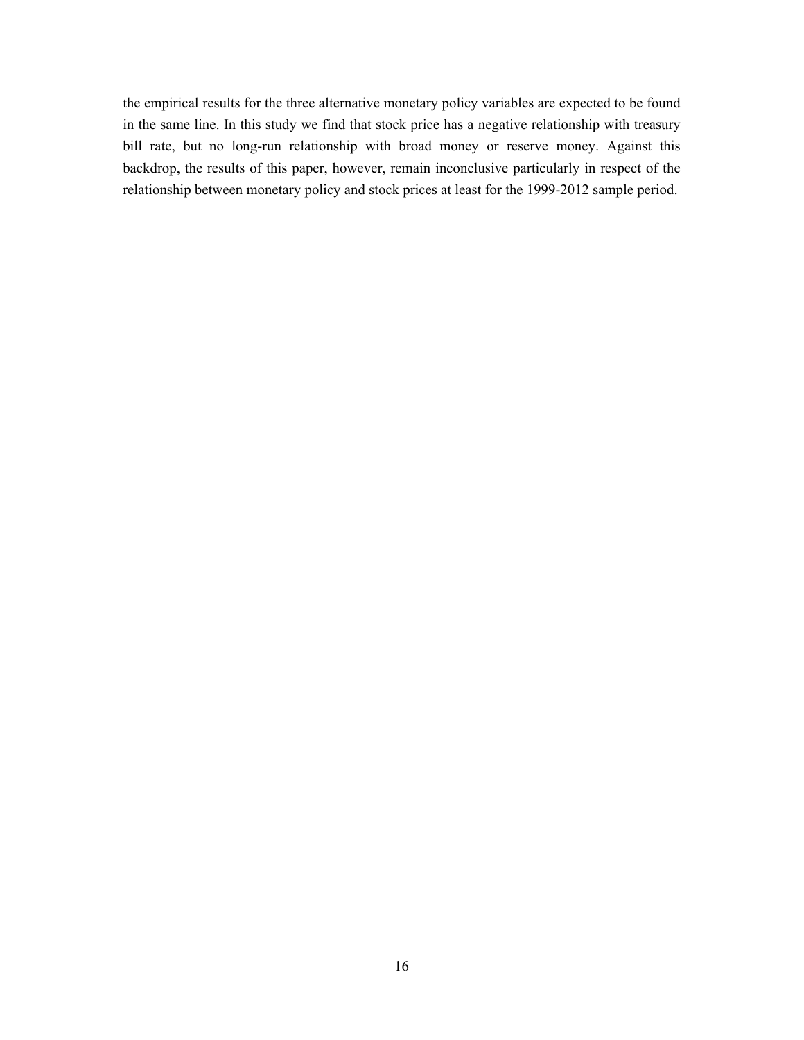the empirical results for the three alternative monetary policy variables are expected to be found in the same line. In this study we find that stock price has a negative relationship with treasury bill rate, but no long-run relationship with broad money or reserve money. Against this backdrop, the results of this paper, however, remain inconclusive particularly in respect of the relationship between monetary policy and stock prices at least for the 1999-2012 sample period.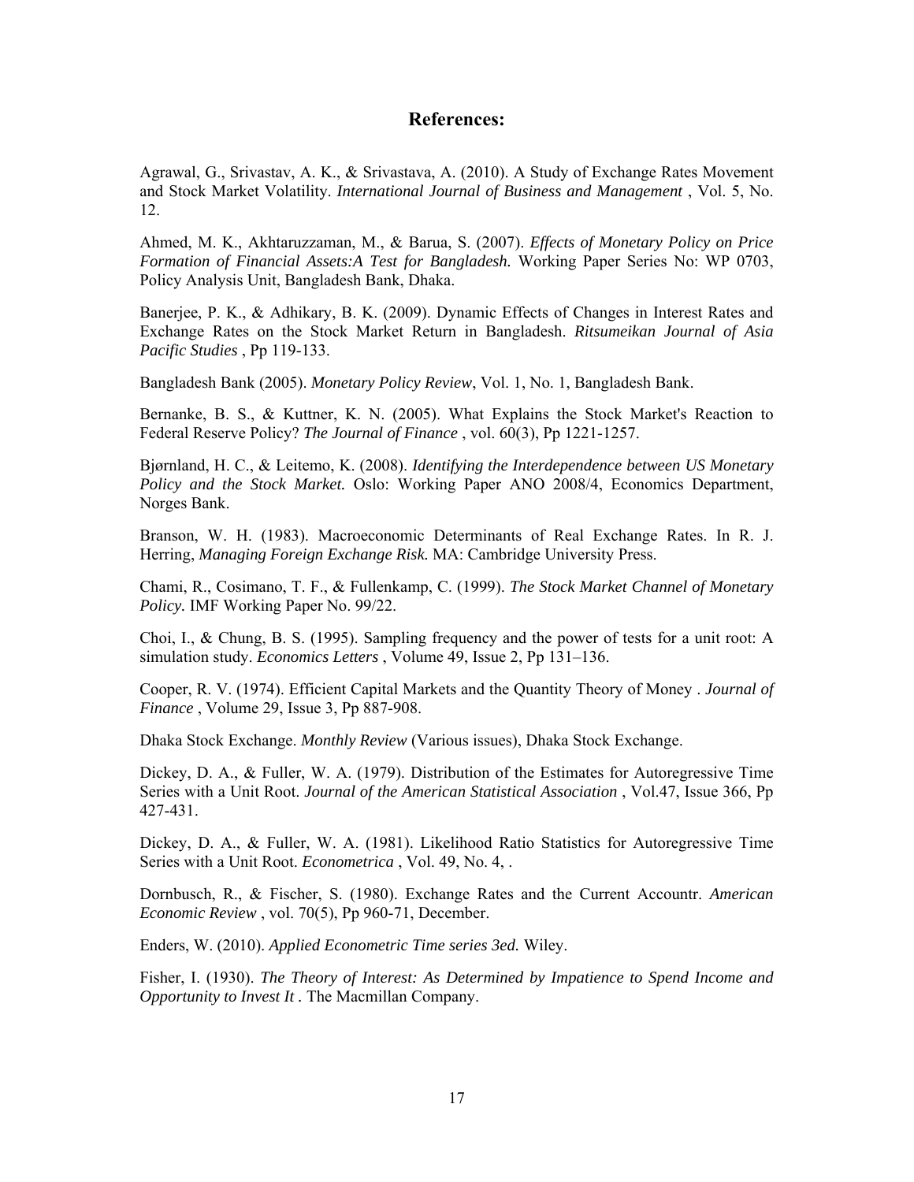## References:

Agrawal, G., Srivastav, A. K., & Srivastava, A. (2010). A Study of Exchange Rates Movement and Stock Market Volatility. *International Journal of Business and Management* , Vol. 5, No. 12.

Ahmed, M. K., Akhtaruzzaman, M., & Barua, S. (2007). *Effects of Monetary Policy on Price Formation of Financial Assets:A Test for Bangladesh.* Working Paper Series No: WP 0703, Policy Analysis Unit, Bangladesh Bank, Dhaka.

Banerjee, P. K., & Adhikary, B. K. (2009). Dynamic Effects of Changes in Interest Rates and Exchange Rates on the Stock Market Return in Bangladesh. *Ritsumeikan Journal of Asia Pacific Studies* , Pp 119-133.

Bangladesh Bank (2005). *Monetary Policy Review*, Vol. 1, No. 1, Bangladesh Bank.

Bernanke, B. S., & Kuttner, K. N. (2005). What Explains the Stock Market's Reaction to Federal Reserve Policy? *The Journal of Finance* , vol. 60(3), Pp 1221-1257.

Bjørnland, H. C., & Leitemo, K. (2008). *Identifying the Interdependence between US Monetary Policy and the Stock Market.* Oslo: Working Paper ANO 2008/4, Economics Department, Norges Bank.

Branson, W. H. (1983). Macroeconomic Determinants of Real Exchange Rates. In R. J. Herring, *Managing Foreign Exchange Risk.* MA: Cambridge University Press.

Chami, R., Cosimano, T. F., & Fullenkamp, C. (1999). *The Stock Market Channel of Monetary Policy.* IMF Working Paper No. 99/22.

Choi, I., & Chung, B. S. (1995). Sampling frequency and the power of tests for a unit root: A simulation study. *Economics Letters* , Volume 49, Issue 2, Pp 131–136.

Cooper, R. V. (1974). Efficient Capital Markets and the Quantity Theory of Money . *Journal of Finance* , Volume 29, Issue 3, Pp 887-908.

Dhaka Stock Exchange. *Monthly Review* (Various issues), Dhaka Stock Exchange.

Dickey, D. A., & Fuller, W. A. (1979). Distribution of the Estimates for Autoregressive Time Series with a Unit Root. *Journal of the American Statistical Association* , Vol.47, Issue 366, Pp 427-431.

Dickey, D. A., & Fuller, W. A. (1981). Likelihood Ratio Statistics for Autoregressive Time Series with a Unit Root. *Econometrica* , Vol. 49, No. 4, .

Dornbusch, R., & Fischer, S. (1980). Exchange Rates and the Current Accountr. *American Economic Review* , vol. 70(5), Pp 960-71, December.

Enders, W. (2010). *Applied Econometric Time series 3ed.* Wiley.

Fisher, I. (1930). *The Theory of Interest: As Determined by Impatience to Spend Income and Opportunity to Invest It .* The Macmillan Company.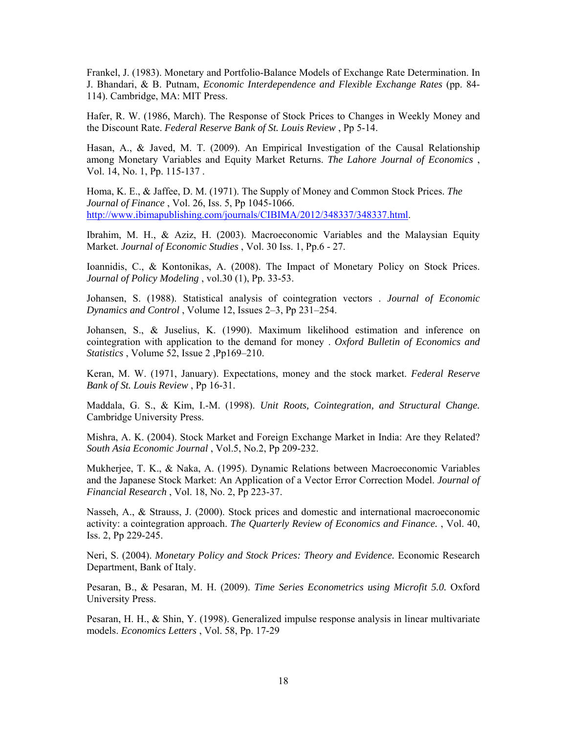Frankel, J. (1983). Monetary and Portfolio-Balance Models of Exchange Rate Determination. In J. Bhandari, & B. Putnam, *Economic Interdependence and Flexible Exchange Rates* (pp. 84-114). Cambridge, MA: MIT Press.

Hafer, R. W. (1986, March). The Response of Stock Prices to Changes in Weekly Money and the Discount Rate. *Federal Reserve Bank of St. Louis Review* , Pp 5-14.

Hasan, A., & Javed, M. T. (2009). An Empirical Investigation of the Causal Relationship among Monetary Variables and Equity Market Returns. *The Lahore Journal of Economics* , Vol. 14, No. 1, Pp. 115-137 .

Homa, K. E., & Jaffee, D. M. (1971). The Supply of Money and Common Stock Prices. *The Journal of Finance* , Vol. 26, Iss. 5, Pp 1045-1066. http://www.ibimapublishing.com/journals/CIBIMA/2012/348337/348337.html.

Ibrahim, M. H., & Aziz, H. (2003). Macroeconomic Variables and the Malaysian Equity Market. *Journal of Economic Studies* , Vol. 30 Iss. 1, Pp.6 - 27.

Ioannidis, C., & Kontonikas, A. (2008). The Impact of Monetary Policy on Stock Prices. *Journal of Policy Modeling* , vol.30 (1), Pp. 33-53.

Johansen, S. (1988). Statistical analysis of cointegration vectors . *Journal of Economic Dynamics and Control* , Volume 12, Issues 2–3, Pp 231–254.

Johansen, S., & Juselius, K. (1990). Maximum likelihood estimation and inference on cointegration with application to the demand for money . *Oxford Bulletin of Economics and Statistics* , Volume 52, Issue 2 ,Pp169–210.

Keran, M. W. (1971, January). Expectations, money and the stock market. *Federal Reserve Bank of St. Louis Review* , Pp 16-31.

Maddala, G. S., & Kim, I.-M. (1998). *Unit Roots, Cointegration, and Structural Change.* Cambridge University Press.

Mishra, A. K. (2004). Stock Market and Foreign Exchange Market in India: Are they Related? *South Asia Economic Journal* , Vol.5, No.2, Pp 209-232.

Mukherjee, T. K., & Naka, A. (1995). Dynamic Relations between Macroeconomic Variables and the Japanese Stock Market: An Application of a Vector Error Correction Model. *Journal of Financial Research* , Vol. 18, No. 2, Pp 223-37.

Nasseh, A., & Strauss, J. (2000). Stock prices and domestic and international macroeconomic activity: a cointegration approach. *The Quarterly Review of Economics and Finance.* , Vol. 40, Iss. 2, Pp 229-245.

Neri, S. (2004). *Monetary Policy and Stock Prices: Theory and Evidence.* Economic Research Department, Bank of Italy.

Pesaran, B., & Pesaran, M. H. (2009). *Time Series Econometrics using Microfit 5.0.* Oxford University Press.

Pesaran, H. H., & Shin, Y. (1998). Generalized impulse response analysis in linear multivariate models. *Economics Letters* , Vol. 58, Pp. 17-29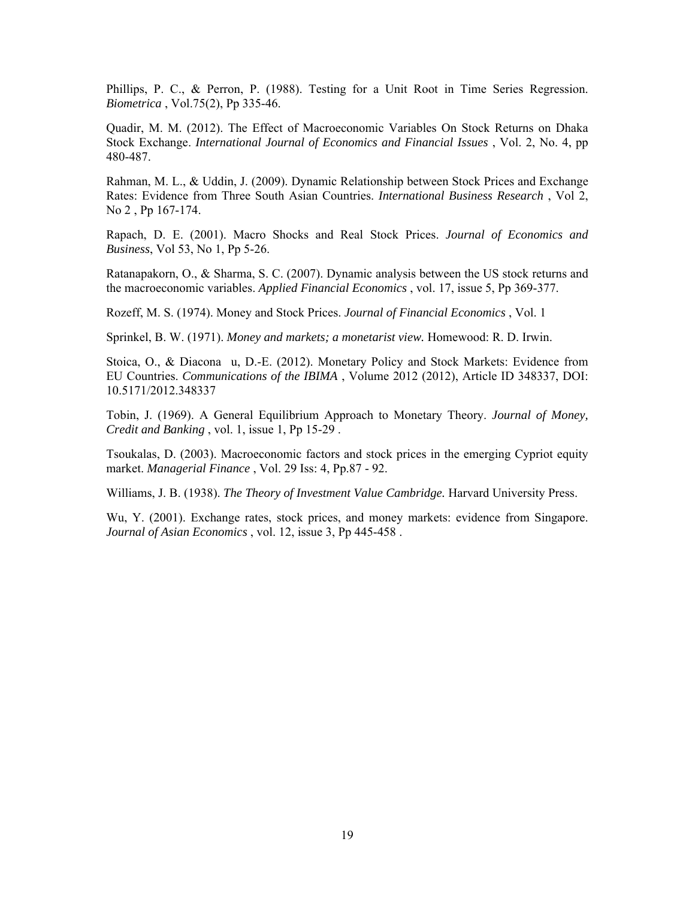Phillips, P. C., & Perron, P. (1988). Testing for a Unit Root in Time Series Regression. *Biometrica* , Vol.75(2), Pp 335-46.

Quadir, M. M. (2012). The Effect of Macroeconomic Variables On Stock Returns on Dhaka Stock Exchange. *International Journal of Economics and Financial Issues* , Vol. 2, No. 4, pp 480-487.

Rahman, M. L., & Uddin, J. (2009). Dynamic Relationship between Stock Prices and Exchange Rates: Evidence from Three South Asian Countries. *International Business Research* , Vol 2, No 2 , Pp 167-174.

Rapach, D. E. (2001). Macro Shocks and Real Stock Prices. *Journal of Economics and Business*, Vol 53, No 1, Pp 5-26.

Ratanapakorn, O., & Sharma, S. C. (2007). Dynamic analysis between the US stock returns and the macroeconomic variables. *Applied Financial Economics* , vol. 17, issue 5, Pp 369-377.

Rozeff, M. S. (1974). Money and Stock Prices. *Journal of Financial Economics* , Vol. 1

Sprinkel, B. W. (1971). *Money and markets; a monetarist view.* Homewood: R. D. Irwin.

Stoica, O., & Diacona u, D.-E. (2012). Monetary Policy and Stock Markets: Evidence from EU Countries. *Communications of the IBIMA* , Volume 2012 (2012), Article ID 348337, DOI: 10.5171/2012.348337

Tobin, J. (1969). A General Equilibrium Approach to Monetary Theory. *Journal of Money, Credit and Banking* , vol. 1, issue 1, Pp 15-29 .

Tsoukalas, D. (2003). Macroeconomic factors and stock prices in the emerging Cypriot equity market. *Managerial Finance* , Vol. 29 Iss: 4, Pp.87 - 92.

Williams, J. B. (1938). *The Theory of Investment Value Cambridge.* Harvard University Press.

Wu, Y. (2001). Exchange rates, stock prices, and money markets: evidence from Singapore. *Journal of Asian Economics* , vol. 12, issue 3, Pp 445-458 .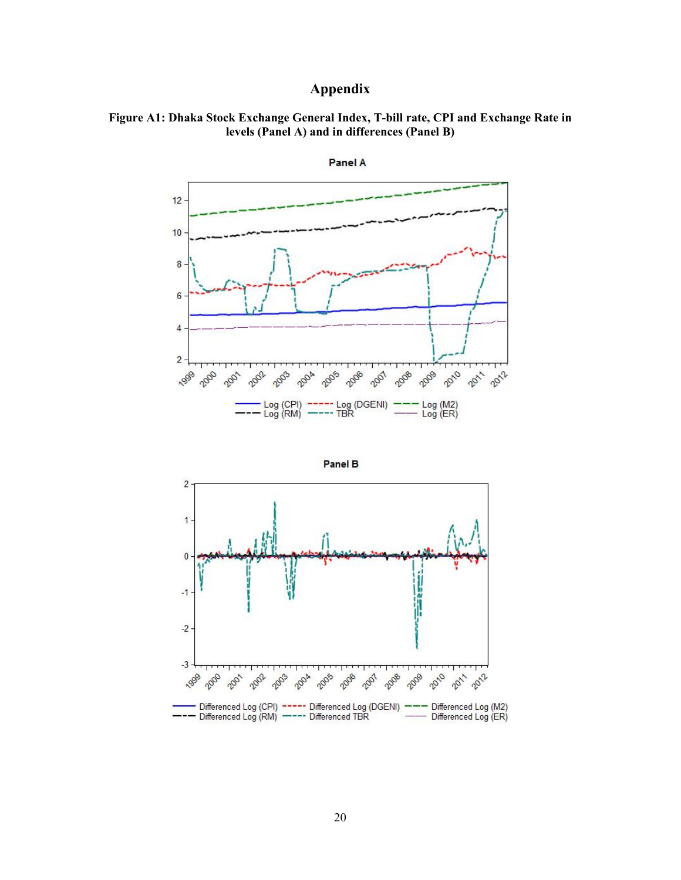# Appendix

**Figure A1: Dhaka Stock Exchange General Index, T-bill rate, CPI and Exchange Rate in levels (Panel A) and in differences (Panel B)**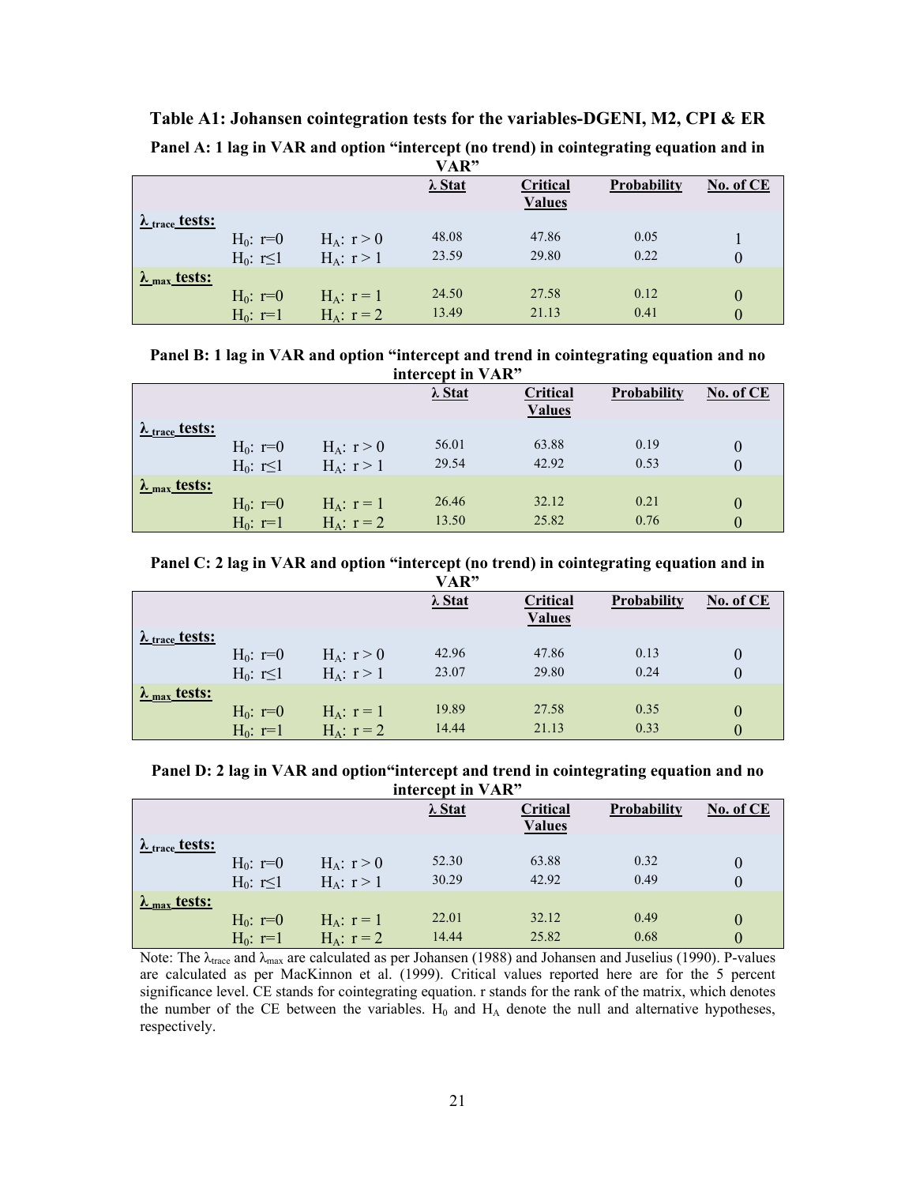**Table A1: Johansen cointegration tests for the variables-DGENI, M2, CPI & ER**

**Panel A: 1 lag in VAR and option "intercept (no trend) in cointegrating equation and in VAR"**

| | | | $\lambda$ Stat | Critical Values | Probability | No. of CE |
|---|---|---|---|---|---|---|
| $\lambda_{trace}$ **tests:** | | | | | | |
| | $H_0$: r=0 | $H_A$: r > 0 | 48.08 | 47.86 | 0.05 | 1 |
| | $H_0$: r≤1 | $H_A$: r > 1 | 23.59 | 29.80 | 0.22 | 0 |
| $\lambda_{max}$ **tests:** | | | | | | |
| | $H_0$: r=0 | $H_A$: r = 1 | 24.50 | 27.58 | 0.12 | 0 |
| | $H_0$: r=1 | $H_A$: r = 2 | 13.49 | 21.13 | 0.41 | 0 |

**Panel B: 1 lag in VAR and option "intercept and trend in cointegrating equation and no intercept in VAR"**

| | | | $\lambda$ Stat | Critical Values | Probability | No. of CE |
|---|---|---|---|---|---|---|
| $\lambda_{trace}$ **tests:** | | | | | | |
| | $H_0$: r=0 | $H_A$: r > 0 | 56.01 | 63.88 | 0.19 | 0 |
| | $H_0$: r≤1 | $H_A$: r > 1 | 29.54 | 42.92 | 0.53 | 0 |
| $\lambda_{max}$ **tests:** | | | | | | |
| | $H_0$: r=0 | $H_A$: r = 1 | 26.46 | 32.12 | 0.21 | 0 |
| | $H_0$: r=1 | $H_A$: r = 2 | 13.50 | 25.82 | 0.76 | 0 |

**Panel C: 2 lag in VAR and option "intercept (no trend) in cointegrating equation and in VAR"**

| | | | $\lambda$ Stat | Critical Values | Probability | No. of CE |
|---|---|---|---|---|---|---|
| $\lambda_{trace}$ **tests:** | | | | | | |
| | $H_0$: r=0 | $H_A$: r > 0 | 42.96 | 47.86 | 0.13 | 0 |
| | $H_0$: r≤1 | $H_A$: r > 1 | 23.07 | 29.80 | 0.24 | 0 |
| $\lambda_{max}$ **tests:** | | | | | | |
| | $H_0$: r=0 | $H_A$: r = 1 | 19.89 | 27.58 | 0.35 | 0 |
| | $H_0$: r=1 | $H_A$: r = 2 | 14.44 | 21.13 | 0.33 | 0 |

**Panel D: 2 lag in VAR and option"intercept and trend in cointegrating equation and no intercept in VAR"**

| | | | $\lambda$ Stat | Critical Values | Probability | No. of CE |
|---|---|---|---|---|---|---|
| $\lambda_{trace}$ **tests:** | | | | | | |
| | $H_0$: r=0 | $H_A$: r > 0 | 52.30 | 63.88 | 0.32 | 0 |
| | $H_0$: r≤1 | $H_A$: r > 1 | 30.29 | 42.92 | 0.49 | 0 |
| $\lambda_{max}$ **tests:** | | | | | | |
| | $H_0$: r=0 | $H_A$: r = 1 | 22.01 | 32.12 | 0.49 | 0 |
| | $H_0$: r=1 | $H_A$: r = 2 | 14.44 | 25.82 | 0.68 | 0 |

Note: The $\lambda_{trace}$ and $\lambda_{max}$ are calculated as per Johansen (1988) and Johansen and Juselius (1990). P-values are calculated as per MacKinnon et al. (1999). Critical values reported here are for the 5 percent significance level. CE stands for cointegrating equation. r stands for the rank of the matrix, which denotes the number of the CE between the variables. $H_0$ and $H_A$ denote the null and alternative hypotheses, respectively.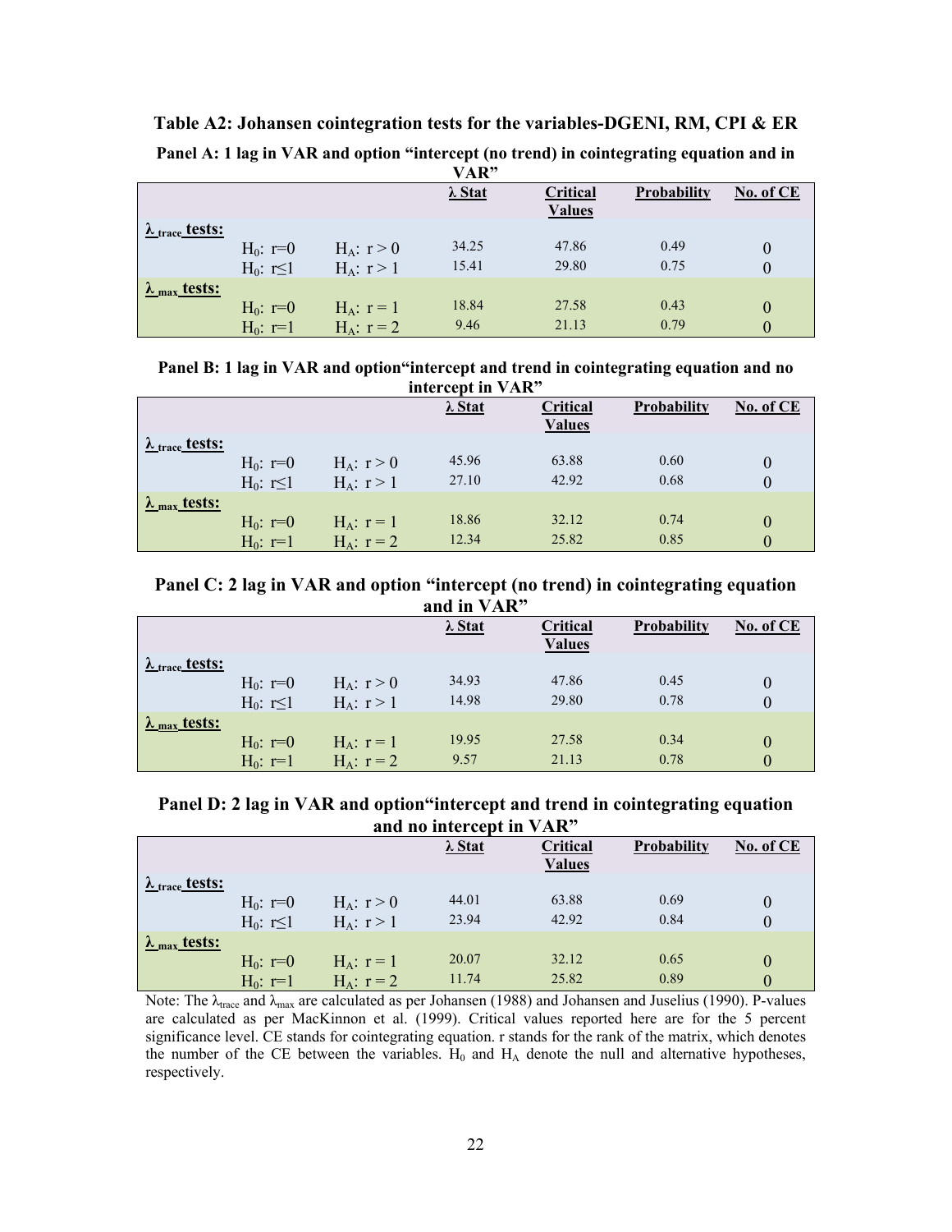**Table A2: Johansen cointegration tests for the variables-DGENI, RM, CPI & ER**

**Panel A: 1 lag in VAR and option "intercept (no trend) in cointegrating equation and in VAR"**

| | | | $\lambda$ Stat | Critical Values | Probability | No. of CE |
|---|---|---|---|---|---|---|
| $\lambda_{trace}$ **tests:** | | | | | | |
| | $H_0$: r=0 | $H_A$: r > 0 | 34.25 | 47.86 | 0.49 | 0 |
| | $H_0$: r≤1 | $H_A$: r > 1 | 15.41 | 29.80 | 0.75 | 0 |
| $\lambda_{max}$ **tests:** | | | | | | |
| | $H_0$: r=0 | $H_A$: r = 1 | 18.84 | 27.58 | 0.43 | 0 |
| | $H_0$: r=1 | $H_A$: r = 2 | 9.46 | 21.13 | 0.79 | 0 |

**Panel B: 1 lag in VAR and option"intercept and trend in cointegrating equation and no intercept in VAR"**

| | | | $\lambda$ Stat | Critical Values | Probability | No. of CE |
|---|---|---|---|---|---|---|
| $\lambda_{trace}$ **tests:** | | | | | | |
| | $H_0$: r=0 | $H_A$: r > 0 | 45.96 | 63.88 | 0.60 | 0 |
| | $H_0$: r≤1 | $H_A$: r > 1 | 27.10 | 42.92 | 0.68 | 0 |
| $\lambda_{max}$ **tests:** | | | | | | |
| | $H_0$: r=0 | $H_A$: r = 1 | 18.86 | 32.12 | 0.74 | 0 |
| | $H_0$: r=1 | $H_A$: r = 2 | 12.34 | 25.82 | 0.85 | 0 |

**Panel C: 2 lag in VAR and option "intercept (no trend) in cointegrating equation and in VAR"**

| | | | $\lambda$ Stat | Critical Values | Probability | No. of CE |
|---|---|---|---|---|---|---|
| $\lambda_{trace}$ **tests:** | | | | | | |
| | $H_0$: r=0 | $H_A$: r > 0 | 34.93 | 47.86 | 0.45 | 0 |
| | $H_0$: r≤1 | $H_A$: r > 1 | 14.98 | 29.80 | 0.78 | 0 |
| $\lambda_{max}$ **tests:** | | | | | | |
| | $H_0$: r=0 | $H_A$: r = 1 | 19.95 | 27.58 | 0.34 | 0 |
| | $H_0$: r=1 | $H_A$: r = 2 | 9.57 | 21.13 | 0.78 | 0 |

**Panel D: 2 lag in VAR and option"intercept and trend in cointegrating equation and no intercept in VAR"**

| | | | $\lambda$ Stat | Critical Values | Probability | No. of CE |
|---|---|---|---|---|---|---|
| $\lambda_{trace}$ **tests:** | | | | | | |
| | $H_0$: r=0 | $H_A$: r > 0 | 44.01 | 63.88 | 0.69 | 0 |
| | $H_0$: r≤1 | $H_A$: r > 1 | 23.94 | 42.92 | 0.84 | 0 |
| $\lambda_{max}$ **tests:** | | | | | | |
| | $H_0$: r=0 | $H_A$: r = 1 | 20.07 | 32.12 | 0.65 | 0 |
| | $H_0$: r=1 | $H_A$: r = 2 | 11.74 | 25.82 | 0.89 | 0 |

Note: The $\lambda_{trace}$ and $\lambda_{max}$ are calculated as per Johansen (1988) and Johansen and Juselius (1990). P-values are calculated as per MacKinnon et al. (1999). Critical values reported here are for the 5 percent significance level. CE stands for cointegrating equation. r stands for the rank of the matrix, which denotes the number of the CE between the variables. $H_0$ and $H_A$ denote the null and alternative hypotheses, respectively.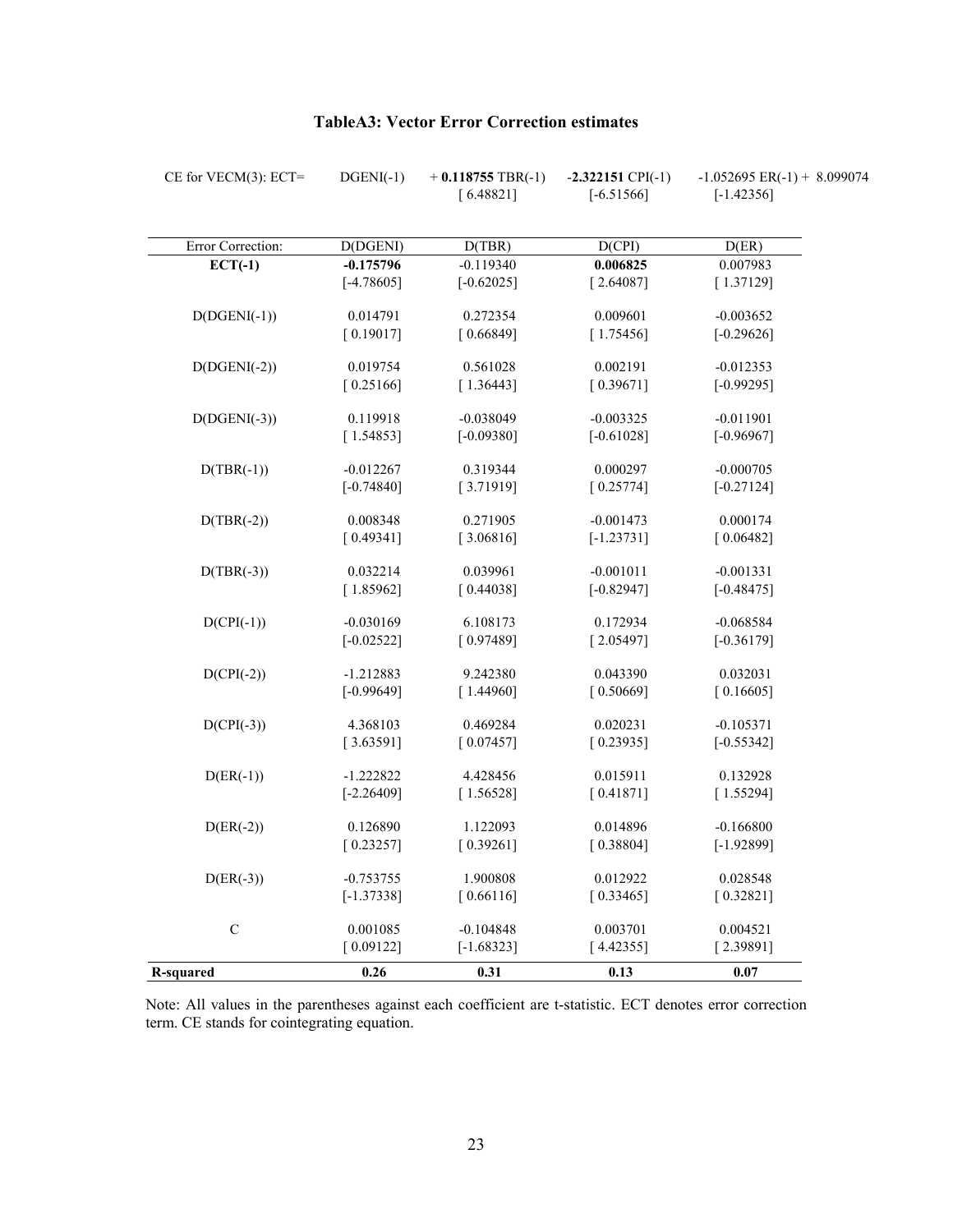# TableA3: Vector Error Correction estimates

| CE for VECM(3): ECT= | DGENI(-1) | + **0.118755** TBR(-1) | **-2.322151** CPI(-1) | -1.052695 ER(-1) + 8.099074 |
|---|---|---|---|---|
| | | [ 6.48821] | [-6.51566] | [-1.42356] |

| Error Correction: | D(DGENI) | D(TBR) | D(CPI) | D(ER) |
|---|---|---|---|---|
| **ECT(-1)** | **-0.175796** | -0.119340 | **0.006825** | 0.007983 |
| | [-4.78605] | [-0.62025] | [ 2.64087] | [ 1.37129] |
| D(DGENI(-1)) | 0.014791 | 0.272354 | 0.009601 | -0.003652 |
| | [ 0.19017] | [ 0.66849] | [ 1.75456] | [-0.29626] |
| D(DGENI(-2)) | 0.019754 | 0.561028 | 0.002191 | -0.012353 |
| | [ 0.25166] | [ 1.36443] | [ 0.39671] | [-0.99295] |
| D(DGENI(-3)) | 0.119918 | -0.038049 | -0.003325 | -0.011901 |
| | [ 1.54853] | [-0.09380] | [-0.61028] | [-0.96967] |
| D(TBR(-1)) | -0.012267 | 0.319344 | 0.000297 | -0.000705 |
| | [-0.74840] | [ 3.71919] | [ 0.25774] | [-0.27124] |
| D(TBR(-2)) | 0.008348 | 0.271905 | -0.001473 | 0.000174 |
| | [ 0.49341] | [ 3.06816] | [-1.23731] | [ 0.06482] |
| D(TBR(-3)) | 0.032214 | 0.039961 | -0.001011 | -0.001331 |
| | [ 1.85962] | [ 0.44038] | [-0.82947] | [-0.48475] |
| D(CPI(-1)) | -0.030169 | 6.108173 | 0.172934 | -0.068584 |
| | [-0.02522] | [ 0.97489] | [ 2.05497] | [-0.36179] |
| D(CPI(-2)) | -1.212883 | 9.242380 | 0.043390 | 0.032031 |
| | [-0.99649] | [ 1.44960] | [ 0.50669] | [ 0.16605] |
| D(CPI(-3)) | 4.368103 | 0.469284 | 0.020231 | -0.105371 |
| | [ 3.63591] | [ 0.07457] | [ 0.23935] | [-0.55342] |
| D(ER(-1)) | -1.222822 | 4.428456 | 0.015911 | 0.132928 |
| | [-2.26409] | [ 1.56528] | [ 0.41871] | [ 1.55294] |
| D(ER(-2)) | 0.126890 | 1.122093 | 0.014896 | -0.166800 |
| | [ 0.23257] | [ 0.39261] | [ 0.38804] | [-1.92899] |
| D(ER(-3)) | -0.753755 | 1.900808 | 0.012922 | 0.028548 |
| | [-1.37338] | [ 0.66116] | [ 0.33465] | [ 0.32821] |
| C | 0.001085 | -0.104848 | 0.003701 | 0.004521 |
| | [ 0.09122] | [-1.68323] | [ 4.42355] | [ 2.39891] |
| **R-squared** | **0.26** | **0.31** | **0.13** | **0.07** |

Note: All values in the parentheses against each coefficient are t-statistic. ECT denotes error correction term. CE stands for cointegrating equation.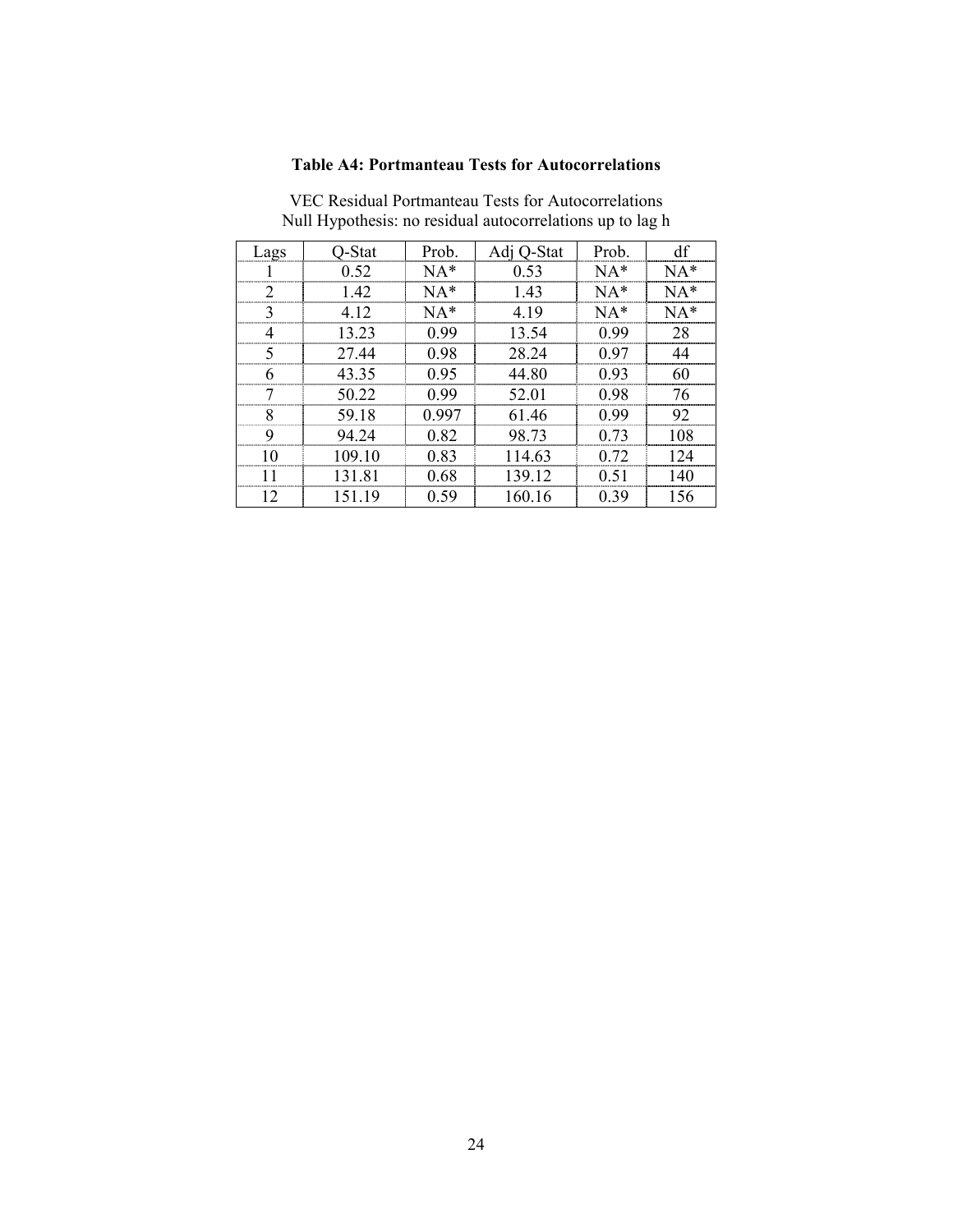**Table A4: Portmanteau Tests for Autocorrelations**

VEC Residual Portmanteau Tests for Autocorrelations
Null Hypothesis: no residual autocorrelations up to lag h

| Lags | Q-Stat | Prob. | Adj Q-Stat | Prob. | df |
|---|---|---|---|---|---|
| 1 | 0.52 | NA* | 0.53 | NA* | NA* |
| 2 | 1.42 | NA* | 1.43 | NA* | NA* |
| 3 | 4.12 | NA* | 4.19 | NA* | NA* |
| 4 | 13.23 | 0.99 | 13.54 | 0.99 | 28 |
| 5 | 27.44 | 0.98 | 28.24 | 0.97 | 44 |
| 6 | 43.35 | 0.95 | 44.80 | 0.93 | 60 |
| 7 | 50.22 | 0.99 | 52.01 | 0.98 | 76 |
| 8 | 59.18 | 0.997 | 61.46 | 0.99 | 92 |
| 9 | 94.24 | 0.82 | 98.73 | 0.73 | 108 |
| 10 | 109.10 | 0.83 | 114.63 | 0.72 | 124 |
| 11 | 131.81 | 0.68 | 139.12 | 0.51 | 140 |
| 12 | 151.19 | 0.59 | 160.16 | 0.39 | 156 |